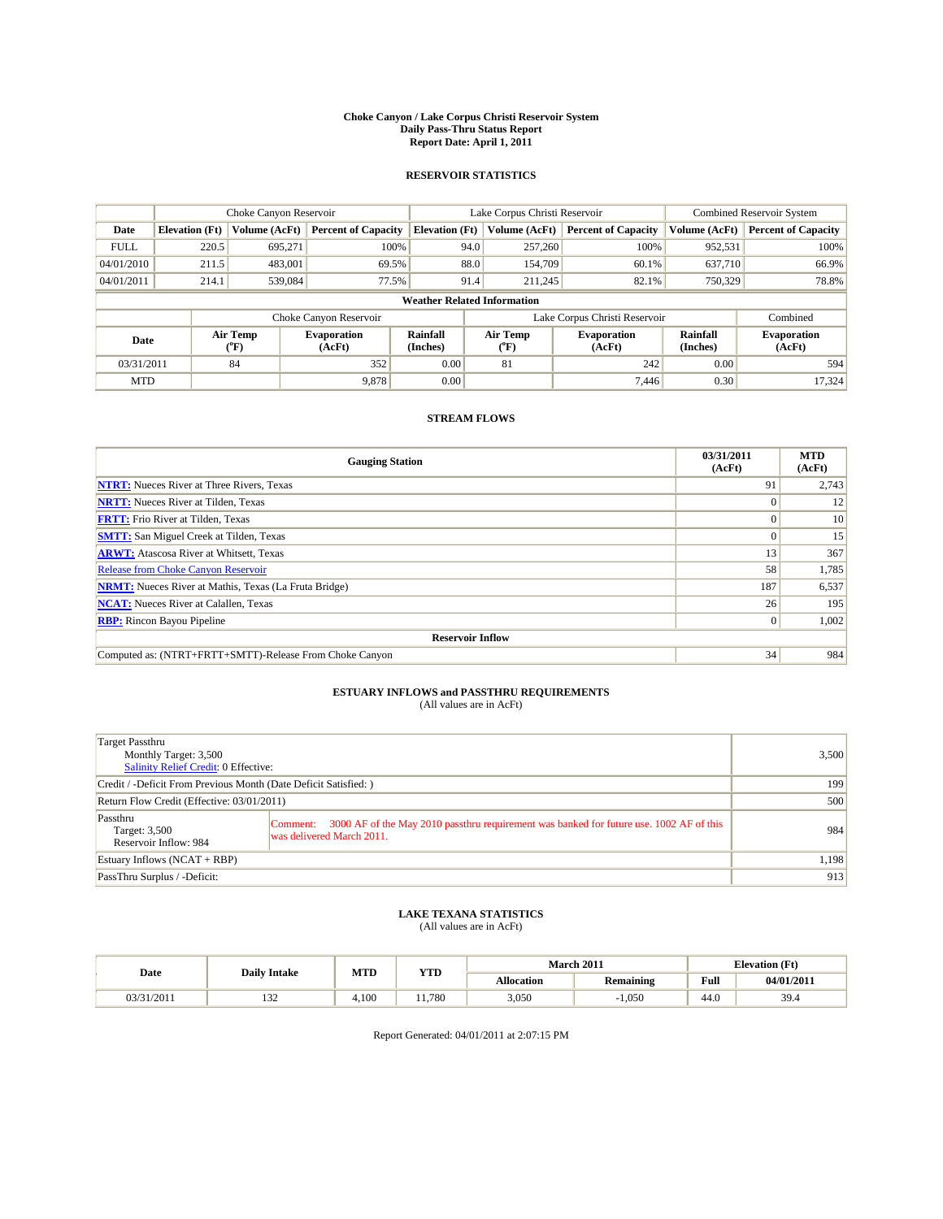# Choke Canyon / Lake Corpus Christi Reservoir System
## Daily Pass-Thru Status Report
### Report Date: April 1, 2011

## RESERVOIR STATISTICS

| | Choke Canyon Reservoir | | | Lake Corpus Christi Reservoir | | | Combined Reservoir System | |
|---|---|---|---|---|---|---|---|---|
| Date | Elevation (Ft) | Volume (AcFt) | Percent of Capacity | Elevation (Ft) | Volume (AcFt) | Percent of Capacity | Volume (AcFt) | Percent of Capacity |
| FULL | 220.5 | 695,271 | 100% | 94.0 | 257,260 | 100% | 952,531 | 100% |
| 04/01/2010 | 211.5 | 483,001 | 69.5% | 88.0 | 154,709 | 60.1% | 637,710 | 66.9% |
| 04/01/2011 | 214.1 | 539,084 | 77.5% | 91.4 | 211,245 | 82.1% | 750,329 | 78.8% |

**Weather Related Information**

| | Choke Canyon Reservoir | | | Lake Corpus Christi Reservoir | | | Combined |
|---|---|---|---|---|---|---|---|
| Date | Air Temp (°F) | Evaporation (AcFt) | Rainfall (Inches) | Air Temp (°F) | Evaporation (AcFt) | Rainfall (Inches) | Evaporation (AcFt) |
| 03/31/2011 | 84 | 352 | 0.00 | 81 | 242 | 0.00 | 594 |
| MTD | | 9,878 | 0.00 | | 7,446 | 0.30 | 17,324 |

## STREAM FLOWS

| Gauging Station | 03/31/2011 (AcFt) | MTD (AcFt) |
|---|---|---|
| NTRT: Nueces River at Three Rivers, Texas | 91 | 2,743 |
| NRTT: Nueces River at Tilden, Texas | 0 | 12 |
| FRTT: Frio River at Tilden, Texas | 0 | 10 |
| SMTT: San Miguel Creek at Tilden, Texas | 0 | 15 |
| ARWT: Atascosa River at Whitsett, Texas | 13 | 367 |
| Release from Choke Canyon Reservoir | 58 | 1,785 |
| NRMT: Nueces River at Mathis, Texas (La Fruta Bridge) | 187 | 6,537 |
| NCAT: Nueces River at Calallen, Texas | 26 | 195 |
| RBP: Rincon Bayou Pipeline | 0 | 1,002 |
| **Reservoir Inflow** | | |
| Computed as: (NTRT+FRTT+SMTT)-Release From Choke Canyon | 34 | 984 |

## ESTUARY INFLOWS and PASSTHRU REQUIREMENTS
(All values are in AcFt)

| | | |
|---|---|---|
| Target Passthru<br>Monthly Target: 3,500<br>Salinity Relief Credit: 0 Effective: | | 3,500 |
| Credit / -Deficit From Previous Month (Date Deficit Satisfied: ) | | 199 |
| Return Flow Credit (Effective: 03/01/2011) | | 500 |
| Passthru<br>Target: 3,500<br>Reservoir Inflow: 984 | Comment: 3000 AF of the May 2010 passthru requirement was banked for future use. 1002 AF of this was delivered March 2011. | 984 |
| Estuary Inflows (NCAT + RBP) | | 1,198 |
| PassThru Surplus / -Deficit: | | 913 |

## LAKE TEXANA STATISTICS
(All values are in AcFt)

| Date | Daily Intake | MTD | YTD | March 2011 | | Elevation (Ft) | |
|---|---|---|---|---|---|---|---|
| | | | | Allocation | Remaining | Full | 04/01/2011 |
| 03/31/2011 | 132 | 4,100 | 11,780 | 3,050 | -1,050 | 44.0 | 39.4 |

Report Generated: 04/01/2011 at 2:07:15 PM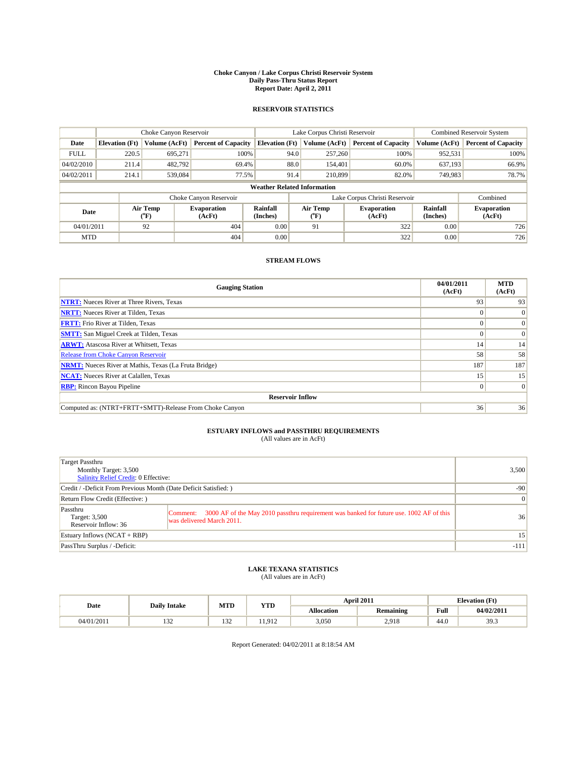# Choke Canyon / Lake Corpus Christi Reservoir System
## Daily Pass-Thru Status Report
## Report Date: April 2, 2011

### RESERVOIR STATISTICS

| | Choke Canyon Reservoir | | | Lake Corpus Christi Reservoir | | | Combined Reservoir System | |
|---|---|---|---|---|---|---|---|---|
| Date | Elevation (Ft) | Volume (AcFt) | Percent of Capacity | Elevation (Ft) | Volume (AcFt) | Percent of Capacity | Volume (AcFt) | Percent of Capacity |
| FULL | 220.5 | 695,271 | 100% | 94.0 | 257,260 | 100% | 952,531 | 100% |
| 04/02/2010 | 211.4 | 482,792 | 69.4% | 88.0 | 154,401 | 60.0% | 637,193 | 66.9% |
| 04/02/2011 | 214.1 | 539,084 | 77.5% | 91.4 | 210,899 | 82.0% | 749,983 | 78.7% |

**Weather Related Information**

| | Choke Canyon Reservoir | | | Lake Corpus Christi Reservoir | | | Combined |
|---|---|---|---|---|---|---|---|
| Date | Air Temp (°F) | Evaporation (AcFt) | Rainfall (Inches) | Air Temp (°F) | Evaporation (AcFt) | Rainfall (Inches) | Evaporation (AcFt) |
| 04/01/2011 | 92 | 404 | 0.00 | 91 | 322 | 0.00 | 726 |
| MTD | | 404 | 0.00 | | 322 | 0.00 | 726 |

### STREAM FLOWS

| Gauging Station | 04/01/2011 (AcFt) | MTD (AcFt) |
|---|---|---|
| NTRT: Nueces River at Three Rivers, Texas | 93 | 93 |
| NRTT: Nueces River at Tilden, Texas | 0 | 0 |
| FRTT: Frio River at Tilden, Texas | 0 | 0 |
| SMTT: San Miguel Creek at Tilden, Texas | 0 | 0 |
| ARWT: Atascosa River at Whitsett, Texas | 14 | 14 |
| Release from Choke Canyon Reservoir | 58 | 58 |
| NRMT: Nueces River at Mathis, Texas (La Fruta Bridge) | 187 | 187 |
| NCAT: Nueces River at Calallen, Texas | 15 | 15 |
| RBP: Rincon Bayou Pipeline | 0 | 0 |
| **Reservoir Inflow** | | |
| Computed as: (NTRT+FRTT+SMTT)-Release From Choke Canyon | 36 | 36 |

### ESTUARY INFLOWS and PASSTHRU REQUIREMENTS
(All values are in AcFt)

| | | |
|---|---|---|
| Target Passthru<br>Monthly Target: 3,500<br>Salinity Relief Credit: 0 Effective: | | 3,500 |
| Credit / -Deficit From Previous Month (Date Deficit Satisfied: ) | | -90 |
| Return Flow Credit (Effective: ) | | 0 |
| Passthru<br>Target: 3,500<br>Reservoir Inflow: 36 | Comment: 3000 AF of the May 2010 passthru requirement was banked for future use. 1002 AF of this was delivered March 2011. | 36 |
| Estuary Inflows (NCAT + RBP) | | 15 |
| PassThru Surplus / -Deficit: | | -111 |

### LAKE TEXANA STATISTICS
(All values are in AcFt)

| Date | Daily Intake | MTD | YTD | April 2011 | | Elevation (Ft) | |
|---|---|---|---|---|---|---|---|
| | | | | Allocation | Remaining | Full | 04/02/2011 |
| 04/01/2011 | 132 | 132 | 11,912 | 3,050 | 2,918 | 44.0 | 39.3 |

Report Generated: 04/02/2011 at 8:18:54 AM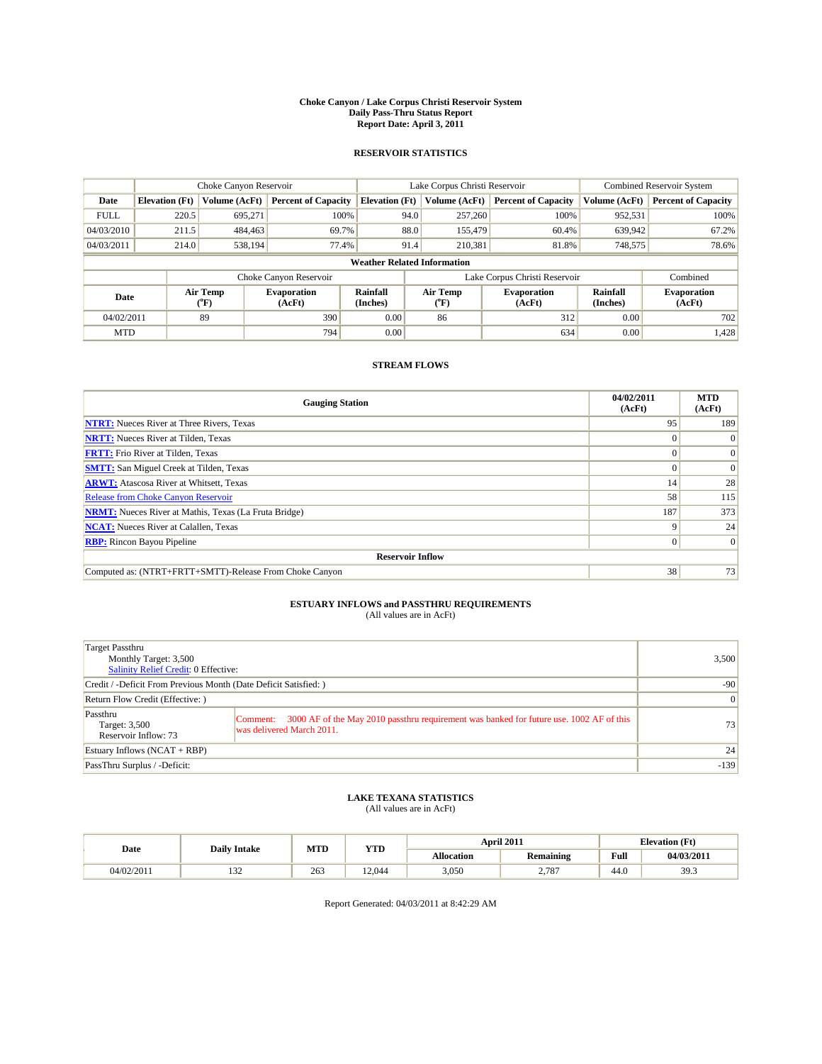# Choke Canyon / Lake Corpus Christi Reservoir System
## Daily Pass-Thru Status Report
### Report Date: April 3, 2011

## RESERVOIR STATISTICS

| | Choke Canyon Reservoir | | | Lake Corpus Christi Reservoir | | | Combined Reservoir System | |
|---|---|---|---|---|---|---|---|---|
| Date | Elevation (Ft) | Volume (AcFt) | Percent of Capacity | Elevation (Ft) | Volume (AcFt) | Percent of Capacity | Volume (AcFt) | Percent of Capacity |
| FULL | 220.5 | 695,271 | 100% | 94.0 | 257,260 | 100% | 952,531 | 100% |
| 04/03/2010 | 211.5 | 484,463 | 69.7% | 88.0 | 155,479 | 60.4% | 639,942 | 67.2% |
| 04/03/2011 | 214.0 | 538,194 | 77.4% | 91.4 | 210,381 | 81.8% | 748,575 | 78.6% |

**Weather Related Information**

| | Choke Canyon Reservoir | | | Lake Corpus Christi Reservoir | | | Combined |
|---|---|---|---|---|---|---|---|
| Date | Air Temp (°F) | Evaporation (AcFt) | Rainfall (Inches) | Air Temp (°F) | Evaporation (AcFt) | Rainfall (Inches) | Evaporation (AcFt) |
| 04/02/2011 | 89 | 390 | 0.00 | 86 | 312 | 0.00 | 702 |
| MTD | | 794 | 0.00 | | 634 | 0.00 | 1,428 |

## STREAM FLOWS

| Gauging Station | 04/02/2011 (AcFt) | MTD (AcFt) |
|---|---|---|
| NTRT: Nueces River at Three Rivers, Texas | 95 | 189 |
| NRTT: Nueces River at Tilden, Texas | 0 | 0 |
| FRTT: Frio River at Tilden, Texas | 0 | 0 |
| SMTT: San Miguel Creek at Tilden, Texas | 0 | 0 |
| ARWT: Atascosa River at Whitsett, Texas | 14 | 28 |
| Release from Choke Canyon Reservoir | 58 | 115 |
| NRMT: Nueces River at Mathis, Texas (La Fruta Bridge) | 187 | 373 |
| NCAT: Nueces River at Calallen, Texas | 9 | 24 |
| RBP: Rincon Bayou Pipeline | 0 | 0 |
| **Reservoir Inflow** | | |
| Computed as: (NTRT+FRTT+SMTT)-Release From Choke Canyon | 38 | 73 |

## ESTUARY INFLOWS and PASSTHRU REQUIREMENTS
(All values are in AcFt)

| | | |
|---|---|---|
| Target Passthru<br>Monthly Target: 3,500<br>Salinity Relief Credit: 0 Effective: | | 3,500 |
| Credit / -Deficit From Previous Month (Date Deficit Satisfied: ) | | -90 |
| Return Flow Credit (Effective: ) | | 0 |
| Passthru<br>Target: 3,500<br>Reservoir Inflow: 73 | Comment: 3000 AF of the May 2010 passthru requirement was banked for future use. 1002 AF of this was delivered March 2011. | 73 |
| Estuary Inflows (NCAT + RBP) | | 24 |
| PassThru Surplus / -Deficit: | | -139 |

## LAKE TEXANA STATISTICS
(All values are in AcFt)

| Date | Daily Intake | MTD | YTD | April 2011 | | Elevation (Ft) | |
|---|---|---|---|---|---|---|---|
| | | | | Allocation | Remaining | Full | 04/03/2011 |
| 04/02/2011 | 132 | 263 | 12,044 | 3,050 | 2,787 | 44.0 | 39.3 |

Report Generated: 04/03/2011 at 8:42:29 AM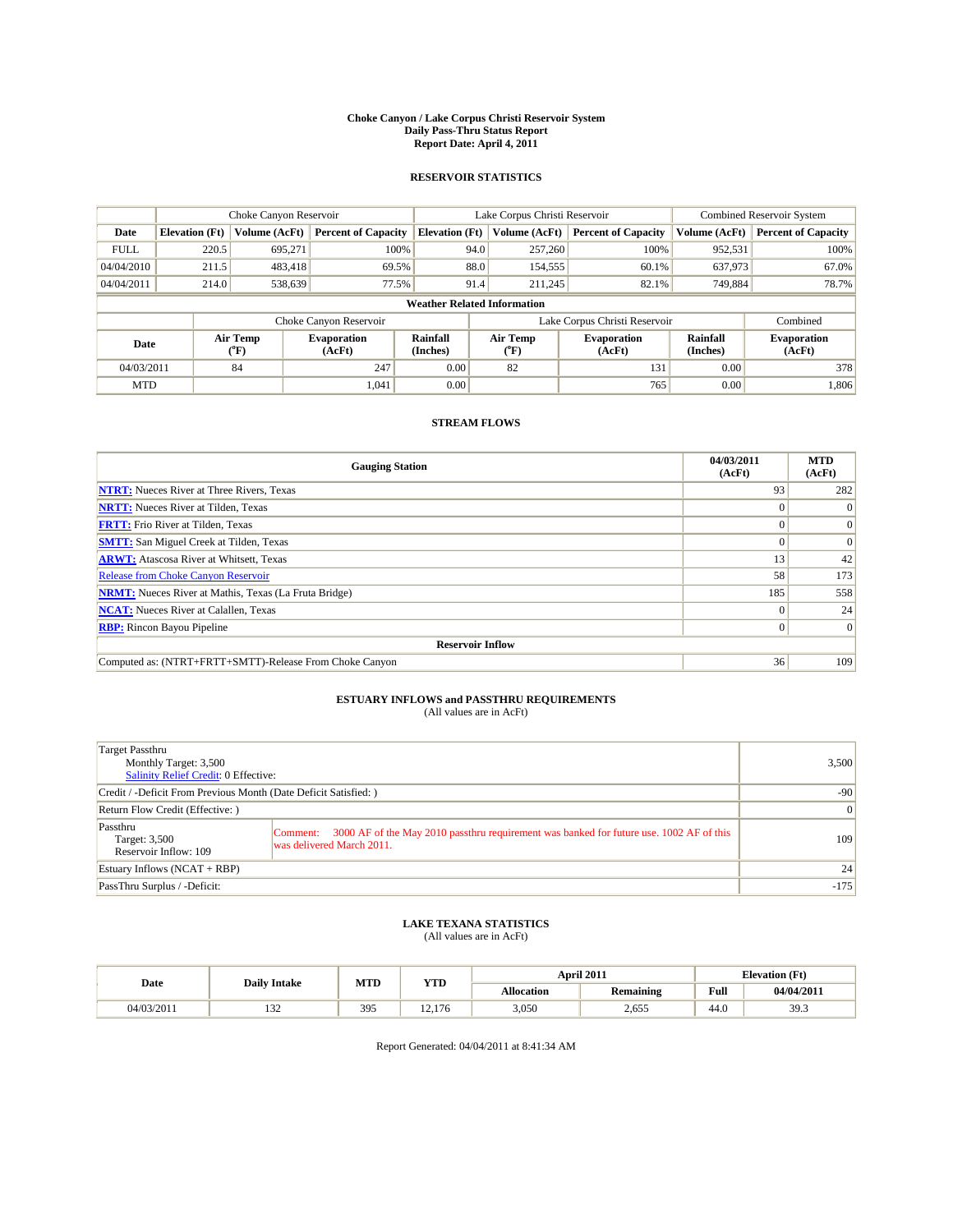# Choke Canyon / Lake Corpus Christi Reservoir System
## Daily Pass-Thru Status Report
### Report Date: April 4, 2011

## RESERVOIR STATISTICS

| | Choke Canyon Reservoir | | | Lake Corpus Christi Reservoir | | | Combined Reservoir System | |
|---|---|---|---|---|---|---|---|---|
| Date | Elevation (Ft) | Volume (AcFt) | Percent of Capacity | Elevation (Ft) | Volume (AcFt) | Percent of Capacity | Volume (AcFt) | Percent of Capacity |
| FULL | 220.5 | 695,271 | 100% | 94.0 | 257,260 | 100% | 952,531 | 100% |
| 04/04/2010 | 211.5 | 483,418 | 69.5% | 88.0 | 154,555 | 60.1% | 637,973 | 67.0% |
| 04/04/2011 | 214.0 | 538,639 | 77.5% | 91.4 | 211,245 | 82.1% | 749,884 | 78.7% |

**Weather Related Information**

| | Choke Canyon Reservoir | | | Lake Corpus Christi Reservoir | | | Combined |
|---|---|---|---|---|---|---|---|
| Date | Air Temp (°F) | Evaporation (AcFt) | Rainfall (Inches) | Air Temp (°F) | Evaporation (AcFt) | Rainfall (Inches) | Evaporation (AcFt) |
| 04/03/2011 | 84 | 247 | 0.00 | 82 | 131 | 0.00 | 378 |
| MTD | | 1,041 | 0.00 | | 765 | 0.00 | 1,806 |

## STREAM FLOWS

| Gauging Station | 04/03/2011 (AcFt) | MTD (AcFt) |
|---|---|---|
| NTRT: Nueces River at Three Rivers, Texas | 93 | 282 |
| NRTT: Nueces River at Tilden, Texas | 0 | 0 |
| FRTT: Frio River at Tilden, Texas | 0 | 0 |
| SMTT: San Miguel Creek at Tilden, Texas | 0 | 0 |
| ARWT: Atascosa River at Whitsett, Texas | 13 | 42 |
| Release from Choke Canyon Reservoir | 58 | 173 |
| NRMT: Nueces River at Mathis, Texas (La Fruta Bridge) | 185 | 558 |
| NCAT: Nueces River at Calallen, Texas | 0 | 24 |
| RBP: Rincon Bayou Pipeline | 0 | 0 |
| **Reservoir Inflow** | | |
| Computed as: (NTRT+FRTT+SMTT)-Release From Choke Canyon | 36 | 109 |

## ESTUARY INFLOWS and PASSTHRU REQUIREMENTS
(All values are in AcFt)

| | | |
|---|---|---|
| Target Passthru<br>Monthly Target: 3,500<br>Salinity Relief Credit: 0 Effective: | | 3,500 |
| Credit / -Deficit From Previous Month (Date Deficit Satisfied: ) | | -90 |
| Return Flow Credit (Effective: ) | | 0 |
| Passthru<br>Target: 3,500<br>Reservoir Inflow: 109 | Comment: 3000 AF of the May 2010 passthru requirement was banked for future use. 1002 AF of this was delivered March 2011. | 109 |
| Estuary Inflows (NCAT + RBP) | | 24 |
| PassThru Surplus / -Deficit: | | -175 |

## LAKE TEXANA STATISTICS
(All values are in AcFt)

| Date | Daily Intake | MTD | YTD | April 2011 | | Elevation (Ft) | |
|---|---|---|---|---|---|---|---|
| | | | | Allocation | Remaining | Full | 04/04/2011 |
| 04/03/2011 | 132 | 395 | 12,176 | 3,050 | 2,655 | 44.0 | 39.3 |

Report Generated: 04/04/2011 at 8:41:34 AM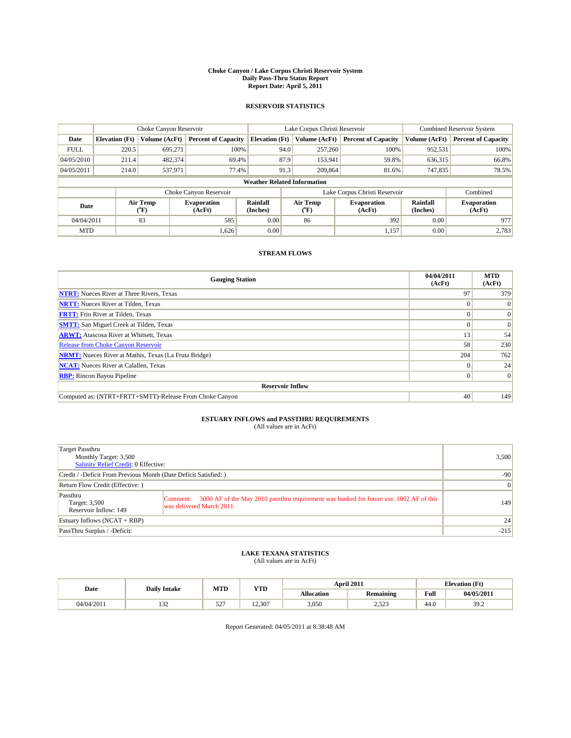# Choke Canyon / Lake Corpus Christi Reservoir System
## Daily Pass-Thru Status Report
## Report Date: April 5, 2011

### RESERVOIR STATISTICS

| | Choke Canyon Reservoir | | | Lake Corpus Christi Reservoir | | | Combined Reservoir System | |
|---|---|---|---|---|---|---|---|---|
| Date | Elevation (Ft) | Volume (AcFt) | Percent of Capacity | Elevation (Ft) | Volume (AcFt) | Percent of Capacity | Volume (AcFt) | Percent of Capacity |
| FULL | 220.5 | 695,271 | 100% | 94.0 | 257,260 | 100% | 952,531 | 100% |
| 04/05/2010 | 211.4 | 482,374 | 69.4% | 87.9 | 153,941 | 59.8% | 636,315 | 66.8% |
| 04/05/2011 | 214.0 | 537,971 | 77.4% | 91.3 | 209,864 | 81.6% | 747,835 | 78.5% |

**Weather Related Information**

| | Choke Canyon Reservoir | | | Lake Corpus Christi Reservoir | | | Combined |
|---|---|---|---|---|---|---|---|
| Date | Air Temp (°F) | Evaporation (AcFt) | Rainfall (Inches) | Air Temp (°F) | Evaporation (AcFt) | Rainfall (Inches) | Evaporation (AcFt) |
| 04/04/2011 | 83 | 585 | 0.00 | 86 | 392 | 0.00 | 977 |
| MTD | | 1,626 | 0.00 | | 1,157 | 0.00 | 2,783 |

### STREAM FLOWS

| Gauging Station | 04/04/2011 (AcFt) | MTD (AcFt) |
|---|---|---|
| NTRT: Nueces River at Three Rivers, Texas | 97 | 379 |
| NRTT: Nueces River at Tilden, Texas | 0 | 0 |
| FRTT: Frio River at Tilden, Texas | 0 | 0 |
| SMTT: San Miguel Creek at Tilden, Texas | 0 | 0 |
| ARWT: Atascosa River at Whitsett, Texas | 13 | 54 |
| Release from Choke Canyon Reservoir | 58 | 230 |
| NRMT: Nueces River at Mathis, Texas (La Fruta Bridge) | 204 | 762 |
| NCAT: Nueces River at Calallen, Texas | 0 | 24 |
| RBP: Rincon Bayou Pipeline | 0 | 0 |
| **Reservoir Inflow** | | |
| Computed as: (NTRT+FRTT+SMTT)-Release From Choke Canyon | 40 | 149 |

### ESTUARY INFLOWS and PASSTHRU REQUIREMENTS
(All values are in AcFt)

| | | |
|---|---|---|
| Target Passthru<br>Monthly Target: 3,500<br>Salinity Relief Credit: 0 Effective: | | 3,500 |
| Credit / -Deficit From Previous Month (Date Deficit Satisfied: ) | | -90 |
| Return Flow Credit (Effective: ) | | 0 |
| Passthru<br>Target: 3,500<br>Reservoir Inflow: 149 | Comment: 3000 AF of the May 2010 passthru requirement was banked for future use. 1002 AF of this was delivered March 2011. | 149 |
| Estuary Inflows (NCAT + RBP) | | 24 |
| PassThru Surplus / -Deficit: | | -215 |

### LAKE TEXANA STATISTICS
(All values are in AcFt)

| Date | Daily Intake | MTD | YTD | April 2011 | | Elevation (Ft) | |
|---|---|---|---|---|---|---|---|
| | | | | Allocation | Remaining | Full | 04/05/2011 |
| 04/04/2011 | 132 | 527 | 12,307 | 3,050 | 2,523 | 44.0 | 39.2 |

Report Generated: 04/05/2011 at 8:38:48 AM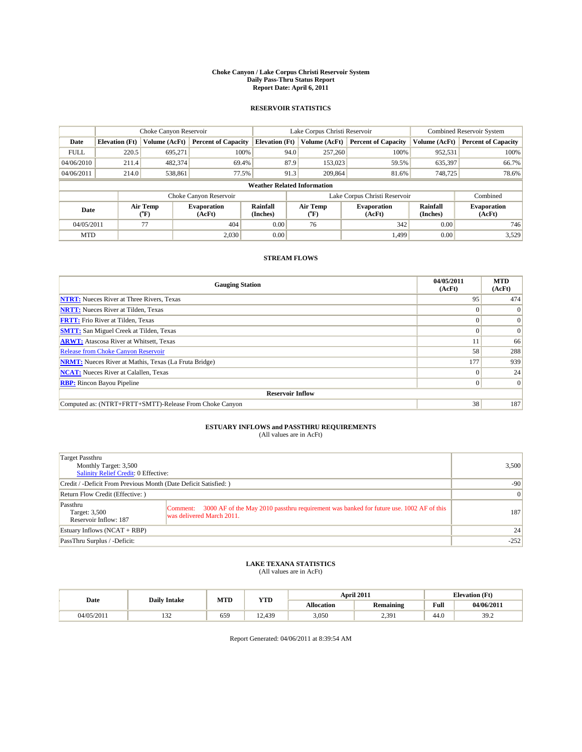# Choke Canyon / Lake Corpus Christi Reservoir System
## Daily Pass-Thru Status Report
### Report Date: April 6, 2011

## RESERVOIR STATISTICS

| | Choke Canyon Reservoir | | | Lake Corpus Christi Reservoir | | | Combined Reservoir System | |
|---|---|---|---|---|---|---|---|---|
| Date | Elevation (Ft) | Volume (AcFt) | Percent of Capacity | Elevation (Ft) | Volume (AcFt) | Percent of Capacity | Volume (AcFt) | Percent of Capacity |
| FULL | 220.5 | 695,271 | 100% | 94.0 | 257,260 | 100% | 952,531 | 100% |
| 04/06/2010 | 211.4 | 482,374 | 69.4% | 87.9 | 153,023 | 59.5% | 635,397 | 66.7% |
| 04/06/2011 | 214.0 | 538,861 | 77.5% | 91.3 | 209,864 | 81.6% | 748,725 | 78.6% |

**Weather Related Information**

| | Choke Canyon Reservoir | | | Lake Corpus Christi Reservoir | | | Combined |
|---|---|---|---|---|---|---|---|
| Date | Air Temp (°F) | Evaporation (AcFt) | Rainfall (Inches) | Air Temp (°F) | Evaporation (AcFt) | Rainfall (Inches) | Evaporation (AcFt) |
| 04/05/2011 | 77 | 404 | 0.00 | 76 | 342 | 0.00 | 746 |
| MTD | | 2,030 | 0.00 | | 1,499 | 0.00 | 3,529 |

## STREAM FLOWS

| Gauging Station | 04/05/2011 (AcFt) | MTD (AcFt) |
|---|---|---|
| NTRT: Nueces River at Three Rivers, Texas | 95 | 474 |
| NRTT: Nueces River at Tilden, Texas | 0 | 0 |
| FRTT: Frio River at Tilden, Texas | 0 | 0 |
| SMTT: San Miguel Creek at Tilden, Texas | 0 | 0 |
| ARWT: Atascosa River at Whitsett, Texas | 11 | 66 |
| Release from Choke Canyon Reservoir | 58 | 288 |
| NRMT: Nueces River at Mathis, Texas (La Fruta Bridge) | 177 | 939 |
| NCAT: Nueces River at Calallen, Texas | 0 | 24 |
| RBP: Rincon Bayou Pipeline | 0 | 0 |
| **Reservoir Inflow** | | |
| Computed as: (NTRT+FRTT+SMTT)-Release From Choke Canyon | 38 | 187 |

## ESTUARY INFLOWS and PASSTHRU REQUIREMENTS
(All values are in AcFt)

| | | |
|---|---|---|
| Target Passthru<br>Monthly Target: 3,500<br>Salinity Relief Credit: 0 Effective: | | 3,500 |
| Credit / -Deficit From Previous Month (Date Deficit Satisfied: ) | | -90 |
| Return Flow Credit (Effective: ) | | 0 |
| Passthru<br>Target: 3,500<br>Reservoir Inflow: 187 | Comment: 3000 AF of the May 2010 passthru requirement was banked for future use. 1002 AF of this was delivered March 2011. | 187 |
| Estuary Inflows (NCAT + RBP) | | 24 |
| PassThru Surplus / -Deficit: | | -252 |

## LAKE TEXANA STATISTICS
(All values are in AcFt)

| Date | Daily Intake | MTD | YTD | April 2011 | | Elevation (Ft) | |
|---|---|---|---|---|---|---|---|
| | | | | Allocation | Remaining | Full | 04/06/2011 |
| 04/05/2011 | 132 | 659 | 12,439 | 3,050 | 2,391 | 44.0 | 39.2 |

Report Generated: 04/06/2011 at 8:39:54 AM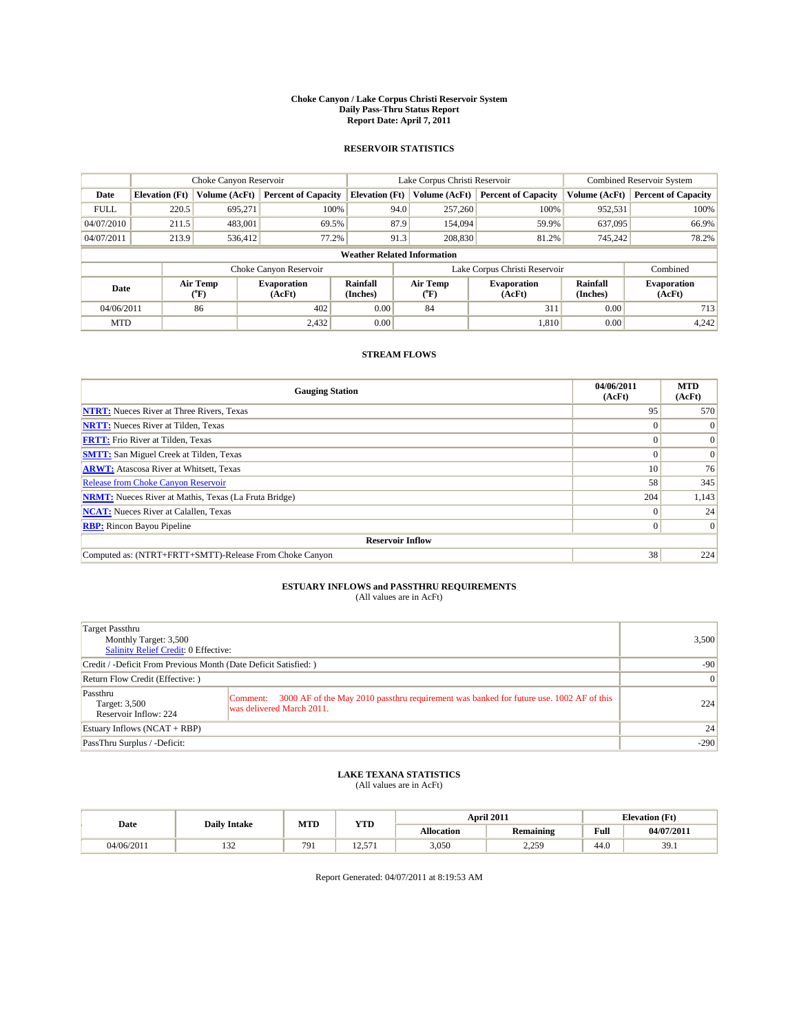# Choke Canyon / Lake Corpus Christi Reservoir System
## Daily Pass-Thru Status Report
## Report Date: April 7, 2011

### RESERVOIR STATISTICS

| | Choke Canyon Reservoir | | | Lake Corpus Christi Reservoir | | | Combined Reservoir System | |
|---|---|---|---|---|---|---|---|---|
| Date | Elevation (Ft) | Volume (AcFt) | Percent of Capacity | Elevation (Ft) | Volume (AcFt) | Percent of Capacity | Volume (AcFt) | Percent of Capacity |
| FULL | 220.5 | 695,271 | 100% | 94.0 | 257,260 | 100% | 952,531 | 100% |
| 04/07/2010 | 211.5 | 483,001 | 69.5% | 87.9 | 154,094 | 59.9% | 637,095 | 66.9% |
| 04/07/2011 | 213.9 | 536,412 | 77.2% | 91.3 | 208,830 | 81.2% | 745,242 | 78.2% |

**Weather Related Information**

| | Choke Canyon Reservoir | | | Lake Corpus Christi Reservoir | | | Combined |
|---|---|---|---|---|---|---|---|
| Date | Air Temp (°F) | Evaporation (AcFt) | Rainfall (Inches) | Air Temp (°F) | Evaporation (AcFt) | Rainfall (Inches) | Evaporation (AcFt) |
| 04/06/2011 | 86 | 402 | 0.00 | 84 | 311 | 0.00 | 713 |
| MTD | | 2,432 | 0.00 | | 1,810 | 0.00 | 4,242 |

### STREAM FLOWS

| Gauging Station | 04/06/2011 (AcFt) | MTD (AcFt) |
|---|---|---|
| NTRT: Nueces River at Three Rivers, Texas | 95 | 570 |
| NRTT: Nueces River at Tilden, Texas | 0 | 0 |
| FRTT: Frio River at Tilden, Texas | 0 | 0 |
| SMTT: San Miguel Creek at Tilden, Texas | 0 | 0 |
| ARWT: Atascosa River at Whitsett, Texas | 10 | 76 |
| Release from Choke Canyon Reservoir | 58 | 345 |
| NRMT: Nueces River at Mathis, Texas (La Fruta Bridge) | 204 | 1,143 |
| NCAT: Nueces River at Calallen, Texas | 0 | 24 |
| RBP: Rincon Bayou Pipeline | 0 | 0 |
| **Reservoir Inflow** | | |
| Computed as: (NTRT+FRTT+SMTT)-Release From Choke Canyon | 38 | 224 |

### ESTUARY INFLOWS and PASSTHRU REQUIREMENTS
(All values are in AcFt)

| | | |
|---|---|---|
| Target Passthru<br>Monthly Target: 3,500<br>Salinity Relief Credit: 0 Effective: | | 3,500 |
| Credit / -Deficit From Previous Month (Date Deficit Satisfied: ) | | -90 |
| Return Flow Credit (Effective: ) | | 0 |
| Passthru<br>Target: 3,500<br>Reservoir Inflow: 224 | Comment: 3000 AF of the May 2010 passthru requirement was banked for future use. 1002 AF of this was delivered March 2011. | 224 |
| Estuary Inflows (NCAT + RBP) | | 24 |
| PassThru Surplus / -Deficit: | | -290 |

### LAKE TEXANA STATISTICS
(All values are in AcFt)

| Date | Daily Intake | MTD | YTD | April 2011 | | Elevation (Ft) | |
|---|---|---|---|---|---|---|---|
| | | | | Allocation | Remaining | Full | 04/07/2011 |
| 04/06/2011 | 132 | 791 | 12,571 | 3,050 | 2,259 | 44.0 | 39.1 |

Report Generated: 04/07/2011 at 8:19:53 AM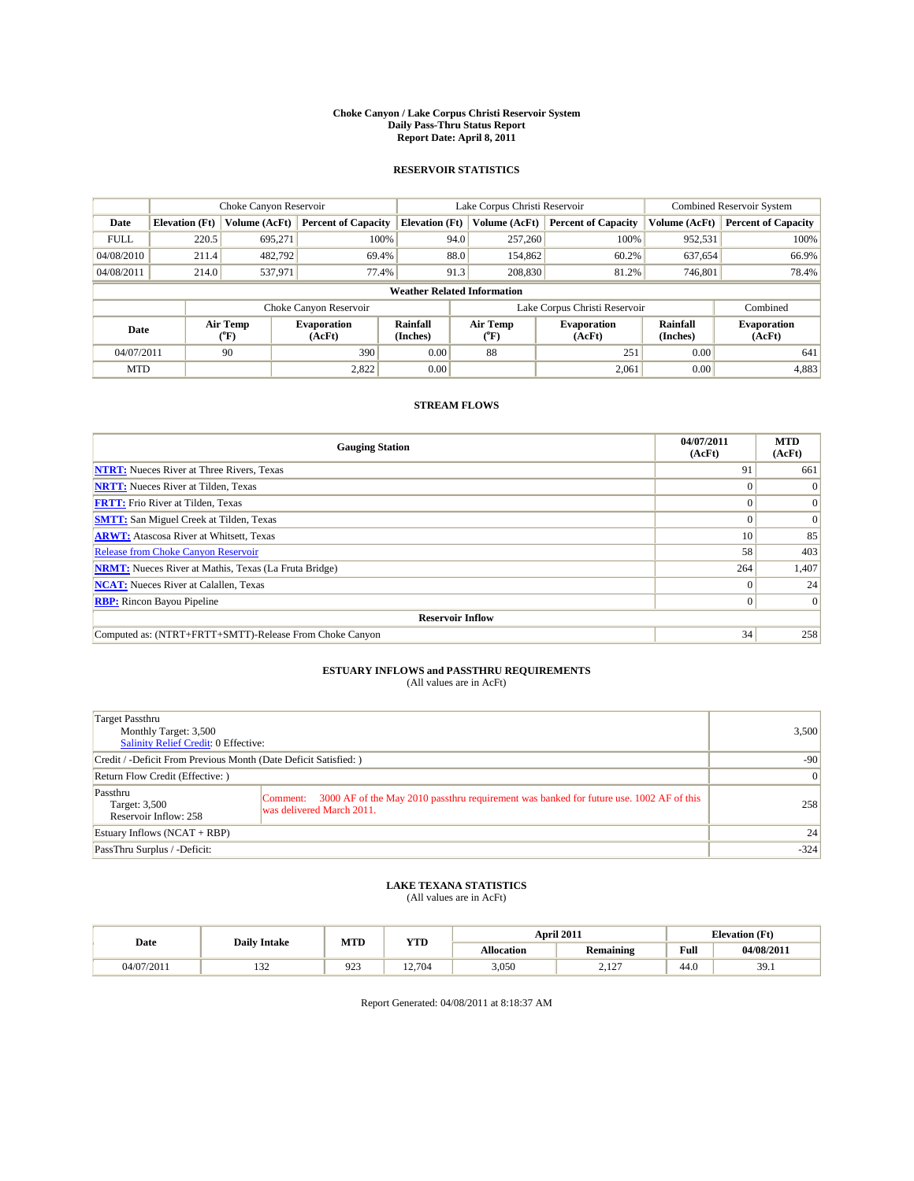# Choke Canyon / Lake Corpus Christi Reservoir System
## Daily Pass-Thru Status Report
### Report Date: April 8, 2011

## RESERVOIR STATISTICS

| | Choke Canyon Reservoir | | | Lake Corpus Christi Reservoir | | | Combined Reservoir System | |
|---|---|---|---|---|---|---|---|---|
| Date | Elevation (Ft) | Volume (AcFt) | Percent of Capacity | Elevation (Ft) | Volume (AcFt) | Percent of Capacity | Volume (AcFt) | Percent of Capacity |
| FULL | 220.5 | 695,271 | 100% | 94.0 | 257,260 | 100% | 952,531 | 100% |
| 04/08/2010 | 211.4 | 482,792 | 69.4% | 88.0 | 154,862 | 60.2% | 637,654 | 66.9% |
| 04/08/2011 | 214.0 | 537,971 | 77.4% | 91.3 | 208,830 | 81.2% | 746,801 | 78.4% |

**Weather Related Information**

| | Choke Canyon Reservoir | | | Lake Corpus Christi Reservoir | | | Combined |
|---|---|---|---|---|---|---|---|
| Date | Air Temp (°F) | Evaporation (AcFt) | Rainfall (Inches) | Air Temp (°F) | Evaporation (AcFt) | Rainfall (Inches) | Evaporation (AcFt) |
| 04/07/2011 | 90 | 390 | 0.00 | 88 | 251 | 0.00 | 641 |
| MTD | | 2,822 | 0.00 | | 2,061 | 0.00 | 4,883 |

## STREAM FLOWS

| Gauging Station | 04/07/2011 (AcFt) | MTD (AcFt) |
|---|---|---|
| NTRT: Nueces River at Three Rivers, Texas | 91 | 661 |
| NRTT: Nueces River at Tilden, Texas | 0 | 0 |
| FRTT: Frio River at Tilden, Texas | 0 | 0 |
| SMTT: San Miguel Creek at Tilden, Texas | 0 | 0 |
| ARWT: Atascosa River at Whitsett, Texas | 10 | 85 |
| Release from Choke Canyon Reservoir | 58 | 403 |
| NRMT: Nueces River at Mathis, Texas (La Fruta Bridge) | 264 | 1,407 |
| NCAT: Nueces River at Calallen, Texas | 0 | 24 |
| RBP: Rincon Bayou Pipeline | 0 | 0 |
| **Reservoir Inflow** | | |
| Computed as: (NTRT+FRTT+SMTT)-Release From Choke Canyon | 34 | 258 |

## ESTUARY INFLOWS and PASSTHRU REQUIREMENTS
(All values are in AcFt)

| | | |
|---|---|---|
| Target Passthru<br>Monthly Target: 3,500<br>Salinity Relief Credit: 0 Effective: | | 3,500 |
| Credit / -Deficit From Previous Month (Date Deficit Satisfied: ) | | -90 |
| Return Flow Credit (Effective: ) | | 0 |
| Passthru<br>Target: 3,500<br>Reservoir Inflow: 258 | Comment: 3000 AF of the May 2010 passthru requirement was banked for future use. 1002 AF of this was delivered March 2011. | 258 |
| Estuary Inflows (NCAT + RBP) | | 24 |
| PassThru Surplus / -Deficit: | | -324 |

## LAKE TEXANA STATISTICS
(All values are in AcFt)

| Date | Daily Intake | MTD | YTD | April 2011 | | Elevation (Ft) | |
|---|---|---|---|---|---|---|---|
| | | | | Allocation | Remaining | Full | 04/08/2011 |
| 04/07/2011 | 132 | 923 | 12,704 | 3,050 | 2,127 | 44.0 | 39.1 |

Report Generated: 04/08/2011 at 8:18:37 AM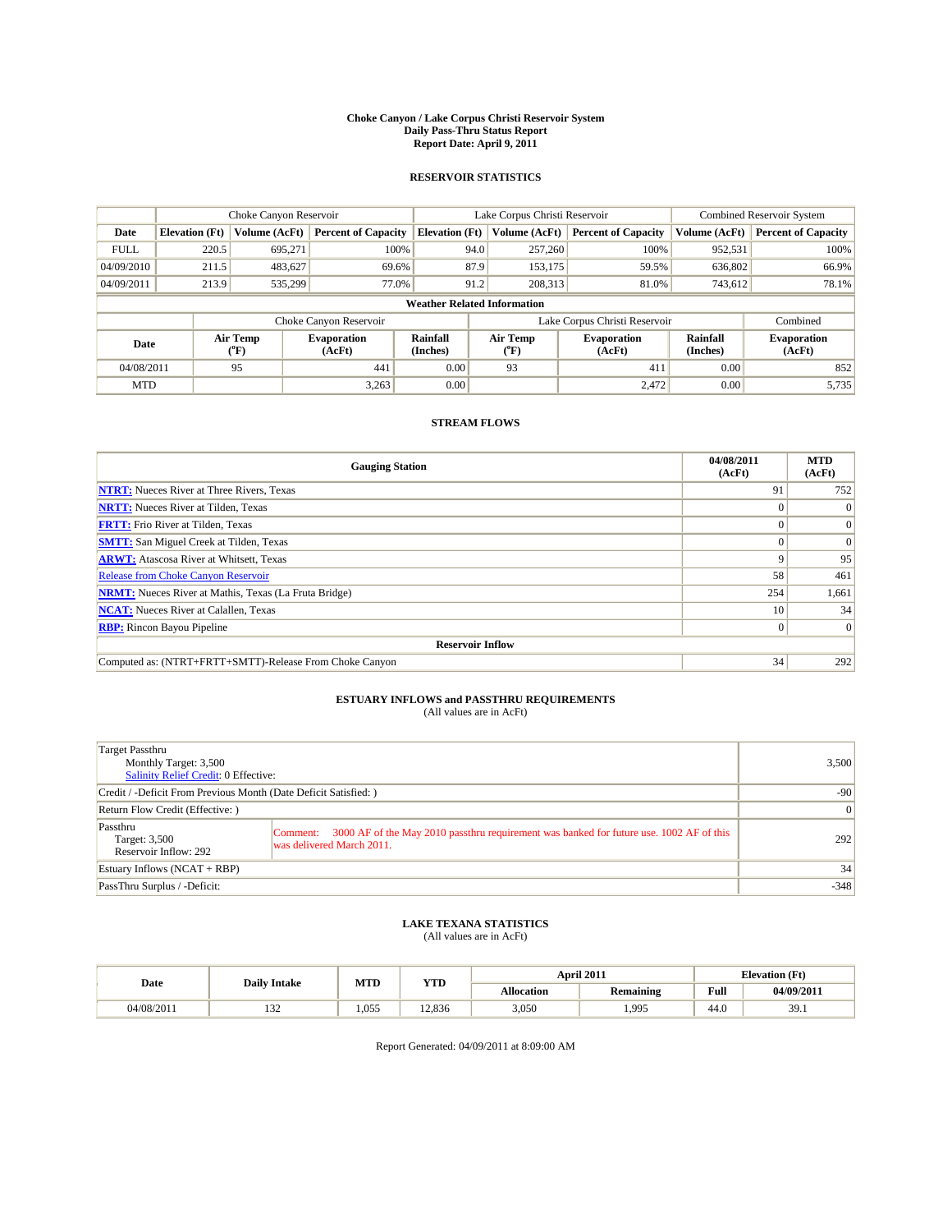# Choke Canyon / Lake Corpus Christi Reservoir System
## Daily Pass-Thru Status Report
## Report Date: April 9, 2011

### RESERVOIR STATISTICS

| | Choke Canyon Reservoir | | | Lake Corpus Christi Reservoir | | | Combined Reservoir System | |
|---|---|---|---|---|---|---|---|---|
| Date | Elevation (Ft) | Volume (AcFt) | Percent of Capacity | Elevation (Ft) | Volume (AcFt) | Percent of Capacity | Volume (AcFt) | Percent of Capacity |
| FULL | 220.5 | 695,271 | 100% | 94.0 | 257,260 | 100% | 952,531 | 100% |
| 04/09/2010 | 211.5 | 483,627 | 69.6% | 87.9 | 153,175 | 59.5% | 636,802 | 66.9% |
| 04/09/2011 | 213.9 | 535,299 | 77.0% | 91.2 | 208,313 | 81.0% | 743,612 | 78.1% |

**Weather Related Information**

| | Choke Canyon Reservoir | | | Lake Corpus Christi Reservoir | | | Combined |
|---|---|---|---|---|---|---|---|
| Date | Air Temp (°F) | Evaporation (AcFt) | Rainfall (Inches) | Air Temp (°F) | Evaporation (AcFt) | Rainfall (Inches) | Evaporation (AcFt) |
| 04/08/2011 | 95 | 441 | 0.00 | 93 | 411 | 0.00 | 852 |
| MTD | | 3,263 | 0.00 | | 2,472 | 0.00 | 5,735 |

### STREAM FLOWS

| Gauging Station | 04/08/2011 (AcFt) | MTD (AcFt) |
|---|---|---|
| NTRT: Nueces River at Three Rivers, Texas | 91 | 752 |
| NRTT: Nueces River at Tilden, Texas | 0 | 0 |
| FRTT: Frio River at Tilden, Texas | 0 | 0 |
| SMTT: San Miguel Creek at Tilden, Texas | 0 | 0 |
| ARWT: Atascosa River at Whitsett, Texas | 9 | 95 |
| Release from Choke Canyon Reservoir | 58 | 461 |
| NRMT: Nueces River at Mathis, Texas (La Fruta Bridge) | 254 | 1,661 |
| NCAT: Nueces River at Calallen, Texas | 10 | 34 |
| RBP: Rincon Bayou Pipeline | 0 | 0 |
| **Reservoir Inflow** | | |
| Computed as: (NTRT+FRTT+SMTT)-Release From Choke Canyon | 34 | 292 |

### ESTUARY INFLOWS and PASSTHRU REQUIREMENTS
(All values are in AcFt)

| | | |
|---|---|---|
| Target Passthru<br>Monthly Target: 3,500<br>Salinity Relief Credit: 0 Effective: | | 3,500 |
| Credit / -Deficit From Previous Month (Date Deficit Satisfied: ) | | -90 |
| Return Flow Credit (Effective: ) | | 0 |
| Passthru<br>Target: 3,500<br>Reservoir Inflow: 292 | Comment: 3000 AF of the May 2010 passthru requirement was banked for future use. 1002 AF of this was delivered March 2011. | 292 |
| Estuary Inflows (NCAT + RBP) | | 34 |
| PassThru Surplus / -Deficit: | | -348 |

### LAKE TEXANA STATISTICS
(All values are in AcFt)

| Date | Daily Intake | MTD | YTD | April 2011 | | Elevation (Ft) | |
|---|---|---|---|---|---|---|---|
| | | | | Allocation | Remaining | Full | 04/09/2011 |
| 04/08/2011 | 132 | 1,055 | 12,836 | 3,050 | 1,995 | 44.0 | 39.1 |

Report Generated: 04/09/2011 at 8:09:00 AM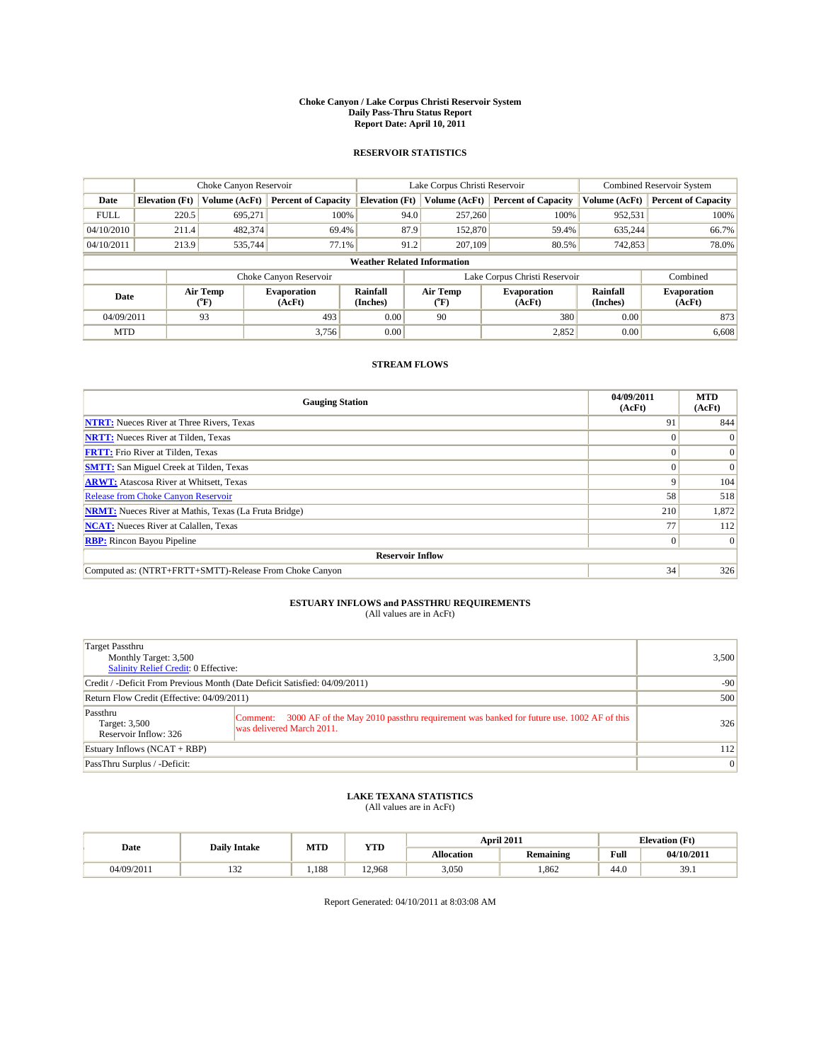# Choke Canyon / Lake Corpus Christi Reservoir System
## Daily Pass-Thru Status Report
## Report Date: April 10, 2011

### RESERVOIR STATISTICS

| | Choke Canyon Reservoir | | | Lake Corpus Christi Reservoir | | | Combined Reservoir System | |
|---|---|---|---|---|---|---|---|---|
| Date | Elevation (Ft) | Volume (AcFt) | Percent of Capacity | Elevation (Ft) | Volume (AcFt) | Percent of Capacity | Volume (AcFt) | Percent of Capacity |
| FULL | 220.5 | 695,271 | 100% | 94.0 | 257,260 | 100% | 952,531 | 100% |
| 04/10/2010 | 211.4 | 482,374 | 69.4% | 87.9 | 152,870 | 59.4% | 635,244 | 66.7% |
| 04/10/2011 | 213.9 | 535,744 | 77.1% | 91.2 | 207,109 | 80.5% | 742,853 | 78.0% |

**Weather Related Information**

| | Choke Canyon Reservoir | | | Lake Corpus Christi Reservoir | | | Combined |
|---|---|---|---|---|---|---|---|
| Date | Air Temp (°F) | Evaporation (AcFt) | Rainfall (Inches) | Air Temp (°F) | Evaporation (AcFt) | Rainfall (Inches) | Evaporation (AcFt) |
| 04/09/2011 | 93 | 493 | 0.00 | 90 | 380 | 0.00 | 873 |
| MTD | | 3,756 | 0.00 | | 2,852 | 0.00 | 6,608 |

### STREAM FLOWS

| Gauging Station | 04/09/2011 (AcFt) | MTD (AcFt) |
|---|---|---|
| NTRT: Nueces River at Three Rivers, Texas | 91 | 844 |
| NRTT: Nueces River at Tilden, Texas | 0 | 0 |
| FRTT: Frio River at Tilden, Texas | 0 | 0 |
| SMTT: San Miguel Creek at Tilden, Texas | 0 | 0 |
| ARWT: Atascosa River at Whitsett, Texas | 9 | 104 |
| Release from Choke Canyon Reservoir | 58 | 518 |
| NRMT: Nueces River at Mathis, Texas (La Fruta Bridge) | 210 | 1,872 |
| NCAT: Nueces River at Calallen, Texas | 77 | 112 |
| RBP: Rincon Bayou Pipeline | 0 | 0 |
| **Reservoir Inflow** | | |
| Computed as: (NTRT+FRTT+SMTT)-Release From Choke Canyon | 34 | 326 |

### ESTUARY INFLOWS and PASSTHRU REQUIREMENTS
(All values are in AcFt)

| | | |
|---|---|---|
| Target Passthru<br>Monthly Target: 3,500<br>Salinity Relief Credit: 0 Effective: | | 3,500 |
| Credit / -Deficit From Previous Month (Date Deficit Satisfied: 04/09/2011) | | -90 |
| Return Flow Credit (Effective: 04/09/2011) | | 500 |
| Passthru<br>Target: 3,500<br>Reservoir Inflow: 326 | Comment: 3000 AF of the May 2010 passthru requirement was banked for future use. 1002 AF of this was delivered March 2011. | 326 |
| Estuary Inflows (NCAT + RBP) | | 112 |
| PassThru Surplus / -Deficit: | | 0 |

### LAKE TEXANA STATISTICS
(All values are in AcFt)

| Date | Daily Intake | MTD | YTD | April 2011 | | Elevation (Ft) | |
|---|---|---|---|---|---|---|---|
| | | | | Allocation | Remaining | Full | 04/10/2011 |
| 04/09/2011 | 132 | 1,188 | 12,968 | 3,050 | 1,862 | 44.0 | 39.1 |

Report Generated: 04/10/2011 at 8:03:08 AM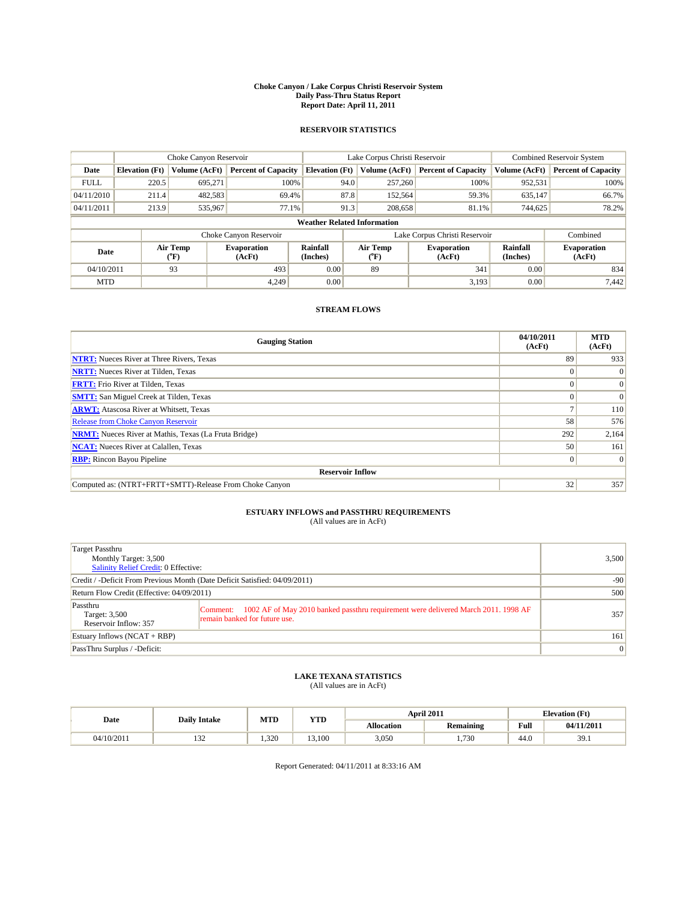# Choke Canyon / Lake Corpus Christi Reservoir System
## Daily Pass-Thru Status Report
## Report Date: April 11, 2011

### RESERVOIR STATISTICS

| | Choke Canyon Reservoir | | | Lake Corpus Christi Reservoir | | | Combined Reservoir System | |
|---|---|---|---|---|---|---|---|---|
| Date | Elevation (Ft) | Volume (AcFt) | Percent of Capacity | Elevation (Ft) | Volume (AcFt) | Percent of Capacity | Volume (AcFt) | Percent of Capacity |
| FULL | 220.5 | 695,271 | 100% | 94.0 | 257,260 | 100% | 952,531 | 100% |
| 04/11/2010 | 211.4 | 482,583 | 69.4% | 87.8 | 152,564 | 59.3% | 635,147 | 66.7% |
| 04/11/2011 | 213.9 | 535,967 | 77.1% | 91.3 | 208,658 | 81.1% | 744,625 | 78.2% |

**Weather Related Information**

| | Choke Canyon Reservoir | | | Lake Corpus Christi Reservoir | | | Combined |
|---|---|---|---|---|---|---|---|
| Date | Air Temp (°F) | Evaporation (AcFt) | Rainfall (Inches) | Air Temp (°F) | Evaporation (AcFt) | Rainfall (Inches) | Evaporation (AcFt) |
| 04/10/2011 | 93 | 493 | 0.00 | 89 | 341 | 0.00 | 834 |
| MTD | | 4,249 | 0.00 | | 3,193 | 0.00 | 7,442 |

### STREAM FLOWS

| Gauging Station | 04/10/2011 (AcFt) | MTD (AcFt) |
|---|---|---|
| NTRT: Nueces River at Three Rivers, Texas | 89 | 933 |
| NRTT: Nueces River at Tilden, Texas | 0 | 0 |
| FRTT: Frio River at Tilden, Texas | 0 | 0 |
| SMTT: San Miguel Creek at Tilden, Texas | 0 | 0 |
| ARWT: Atascosa River at Whitsett, Texas | 7 | 110 |
| Release from Choke Canyon Reservoir | 58 | 576 |
| NRMT: Nueces River at Mathis, Texas (La Fruta Bridge) | 292 | 2,164 |
| NCAT: Nueces River at Calallen, Texas | 50 | 161 |
| RBP: Rincon Bayou Pipeline | 0 | 0 |
| **Reservoir Inflow** | | |
| Computed as: (NTRT+FRTT+SMTT)-Release From Choke Canyon | 32 | 357 |

### ESTUARY INFLOWS and PASSTHRU REQUIREMENTS
(All values are in AcFt)

| | | |
|---|---|---|
| Target Passthru<br>Monthly Target: 3,500<br>Salinity Relief Credit: 0 Effective: | | 3,500 |
| Credit / -Deficit From Previous Month (Date Deficit Satisfied: 04/09/2011) | | -90 |
| Return Flow Credit (Effective: 04/09/2011) | | 500 |
| Passthru<br>Target: 3,500<br>Reservoir Inflow: 357 | Comment: 1002 AF of May 2010 banked passthru requirement were delivered March 2011. 1998 AF remain banked for future use. | 357 |
| Estuary Inflows (NCAT + RBP) | | 161 |
| PassThru Surplus / -Deficit: | | 0 |

### LAKE TEXANA STATISTICS
(All values are in AcFt)

| Date | Daily Intake | MTD | YTD | April 2011 | | Elevation (Ft) | |
|---|---|---|---|---|---|---|---|
| | | | | Allocation | Remaining | Full | 04/11/2011 |
| 04/10/2011 | 132 | 1,320 | 13,100 | 3,050 | 1,730 | 44.0 | 39.1 |

Report Generated: 04/11/2011 at 8:33:16 AM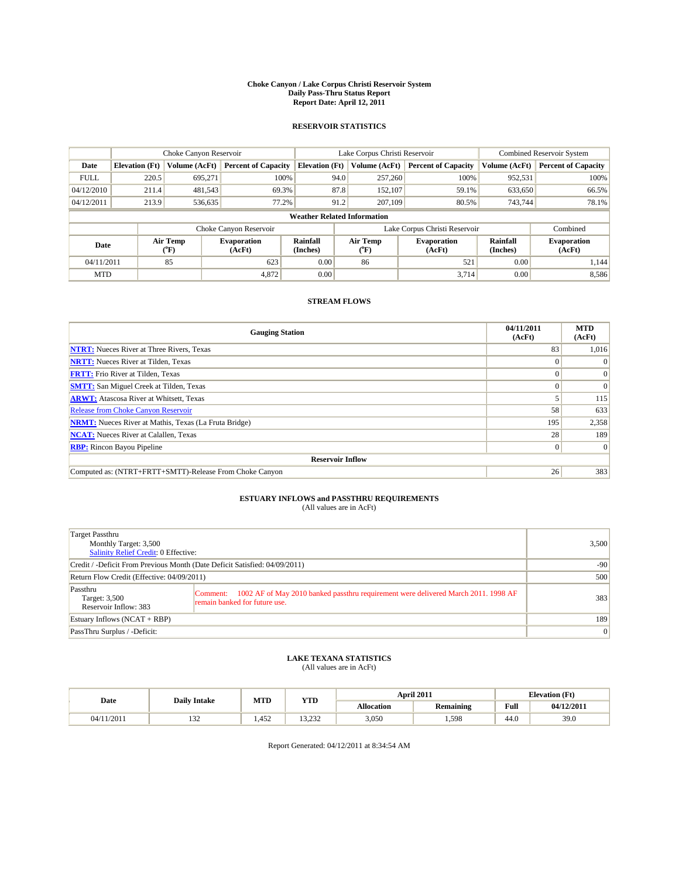# Choke Canyon / Lake Corpus Christi Reservoir System
## Daily Pass-Thru Status Report
### Report Date: April 12, 2011

## RESERVOIR STATISTICS

| | Choke Canyon Reservoir | | | Lake Corpus Christi Reservoir | | | Combined Reservoir System | |
|---|---|---|---|---|---|---|---|---|
| Date | Elevation (Ft) | Volume (AcFt) | Percent of Capacity | Elevation (Ft) | Volume (AcFt) | Percent of Capacity | Volume (AcFt) | Percent of Capacity |
| FULL | 220.5 | 695,271 | 100% | 94.0 | 257,260 | 100% | 952,531 | 100% |
| 04/12/2010 | 211.4 | 481,543 | 69.3% | 87.8 | 152,107 | 59.1% | 633,650 | 66.5% |
| 04/12/2011 | 213.9 | 536,635 | 77.2% | 91.2 | 207,109 | 80.5% | 743,744 | 78.1% |

**Weather Related Information**

| | Choke Canyon Reservoir | | | Lake Corpus Christi Reservoir | | | Combined |
|---|---|---|---|---|---|---|---|
| Date | Air Temp (°F) | Evaporation (AcFt) | Rainfall (Inches) | Air Temp (°F) | Evaporation (AcFt) | Rainfall (Inches) | Evaporation (AcFt) |
| 04/11/2011 | 85 | 623 | 0.00 | 86 | 521 | 0.00 | 1,144 |
| MTD | | 4,872 | 0.00 | | 3,714 | 0.00 | 8,586 |

## STREAM FLOWS

| Gauging Station | 04/11/2011 (AcFt) | MTD (AcFt) |
|---|---|---|
| NTRT: Nueces River at Three Rivers, Texas | 83 | 1,016 |
| NRTT: Nueces River at Tilden, Texas | 0 | 0 |
| FRTT: Frio River at Tilden, Texas | 0 | 0 |
| SMTT: San Miguel Creek at Tilden, Texas | 0 | 0 |
| ARWT: Atascosa River at Whitsett, Texas | 5 | 115 |
| Release from Choke Canyon Reservoir | 58 | 633 |
| NRMT: Nueces River at Mathis, Texas (La Fruta Bridge) | 195 | 2,358 |
| NCAT: Nueces River at Calallen, Texas | 28 | 189 |
| RBP: Rincon Bayou Pipeline | 0 | 0 |
| **Reservoir Inflow** | | |
| Computed as: (NTRT+FRTT+SMTT)-Release From Choke Canyon | 26 | 383 |

## ESTUARY INFLOWS and PASSTHRU REQUIREMENTS
(All values are in AcFt)

| | | |
|---|---|---|
| Target Passthru<br>Monthly Target: 3,500<br>Salinity Relief Credit: 0 Effective: | | 3,500 |
| Credit / -Deficit From Previous Month (Date Deficit Satisfied: 04/09/2011) | | -90 |
| Return Flow Credit (Effective: 04/09/2011) | | 500 |
| Passthru<br>Target: 3,500<br>Reservoir Inflow: 383 | Comment: 1002 AF of May 2010 banked passthru requirement were delivered March 2011. 1998 AF remain banked for future use. | 383 |
| Estuary Inflows (NCAT + RBP) | | 189 |
| PassThru Surplus / -Deficit: | | 0 |

## LAKE TEXANA STATISTICS
(All values are in AcFt)

| Date | Daily Intake | MTD | YTD | April 2011 | | Elevation (Ft) | |
|---|---|---|---|---|---|---|---|
| | | | | Allocation | Remaining | Full | 04/12/2011 |
| 04/11/2011 | 132 | 1,452 | 13,232 | 3,050 | 1,598 | 44.0 | 39.0 |

Report Generated: 04/12/2011 at 8:34:54 AM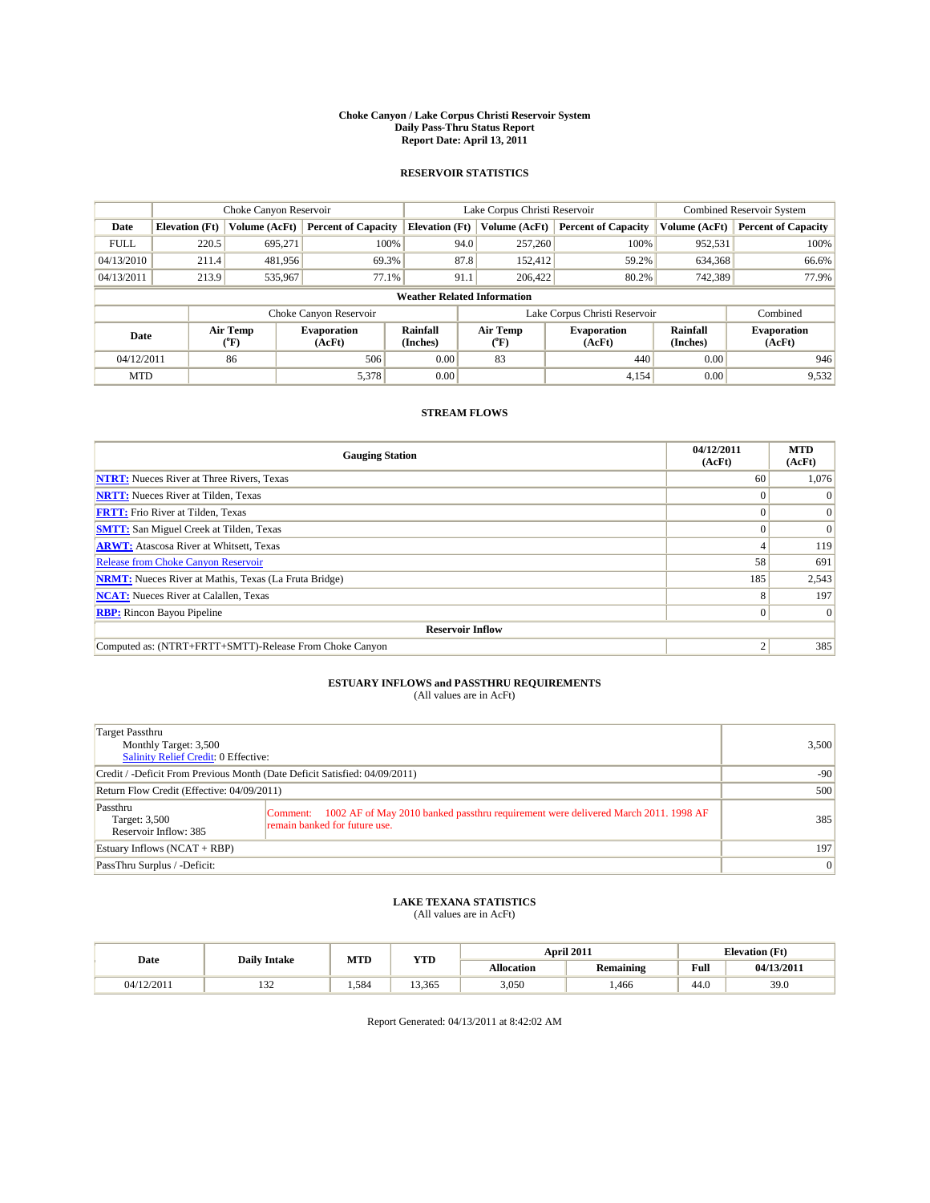# Choke Canyon / Lake Corpus Christi Reservoir System
## Daily Pass-Thru Status Report
### Report Date: April 13, 2011

## RESERVOIR STATISTICS

| | Choke Canyon Reservoir | | | Lake Corpus Christi Reservoir | | | Combined Reservoir System | |
|---|---|---|---|---|---|---|---|---|
| Date | Elevation (Ft) | Volume (AcFt) | Percent of Capacity | Elevation (Ft) | Volume (AcFt) | Percent of Capacity | Volume (AcFt) | Percent of Capacity |
| FULL | 220.5 | 695,271 | 100% | 94.0 | 257,260 | 100% | 952,531 | 100% |
| 04/13/2010 | 211.4 | 481,956 | 69.3% | 87.8 | 152,412 | 59.2% | 634,368 | 66.6% |
| 04/13/2011 | 213.9 | 535,967 | 77.1% | 91.1 | 206,422 | 80.2% | 742,389 | 77.9% |

**Weather Related Information**

| | Choke Canyon Reservoir | | | Lake Corpus Christi Reservoir | | | Combined |
|---|---|---|---|---|---|---|---|
| Date | Air Temp (°F) | Evaporation (AcFt) | Rainfall (Inches) | Air Temp (°F) | Evaporation (AcFt) | Rainfall (Inches) | Evaporation (AcFt) |
| 04/12/2011 | 86 | 506 | 0.00 | 83 | 440 | 0.00 | 946 |
| MTD | | 5,378 | 0.00 | | 4,154 | 0.00 | 9,532 |

## STREAM FLOWS

| Gauging Station | 04/12/2011 (AcFt) | MTD (AcFt) |
|---|---|---|
| NTRT: Nueces River at Three Rivers, Texas | 60 | 1,076 |
| NRTT: Nueces River at Tilden, Texas | 0 | 0 |
| FRTT: Frio River at Tilden, Texas | 0 | 0 |
| SMTT: San Miguel Creek at Tilden, Texas | 0 | 0 |
| ARWT: Atascosa River at Whitsett, Texas | 4 | 119 |
| Release from Choke Canyon Reservoir | 58 | 691 |
| NRMT: Nueces River at Mathis, Texas (La Fruta Bridge) | 185 | 2,543 |
| NCAT: Nueces River at Calallen, Texas | 8 | 197 |
| RBP: Rincon Bayou Pipeline | 0 | 0 |
| **Reservoir Inflow** | | |
| Computed as: (NTRT+FRTT+SMTT)-Release From Choke Canyon | 2 | 385 |

## ESTUARY INFLOWS and PASSTHRU REQUIREMENTS
(All values are in AcFt)

| | | |
|---|---|---|
| Target Passthru<br>Monthly Target: 3,500<br>Salinity Relief Credit: 0 Effective: | | 3,500 |
| Credit / -Deficit From Previous Month (Date Deficit Satisfied: 04/09/2011) | | -90 |
| Return Flow Credit (Effective: 04/09/2011) | | 500 |
| Passthru<br>Target: 3,500<br>Reservoir Inflow: 385 | Comment: 1002 AF of May 2010 banked passthru requirement were delivered March 2011. 1998 AF remain banked for future use. | 385 |
| Estuary Inflows (NCAT + RBP) | | 197 |
| PassThru Surplus / -Deficit: | | 0 |

## LAKE TEXANA STATISTICS
(All values are in AcFt)

| Date | Daily Intake | MTD | YTD | April 2011 | | Elevation (Ft) | |
|---|---|---|---|---|---|---|---|
| | | | | Allocation | Remaining | Full | 04/13/2011 |
| 04/12/2011 | 132 | 1,584 | 13,365 | 3,050 | 1,466 | 44.0 | 39.0 |

Report Generated: 04/13/2011 at 8:42:02 AM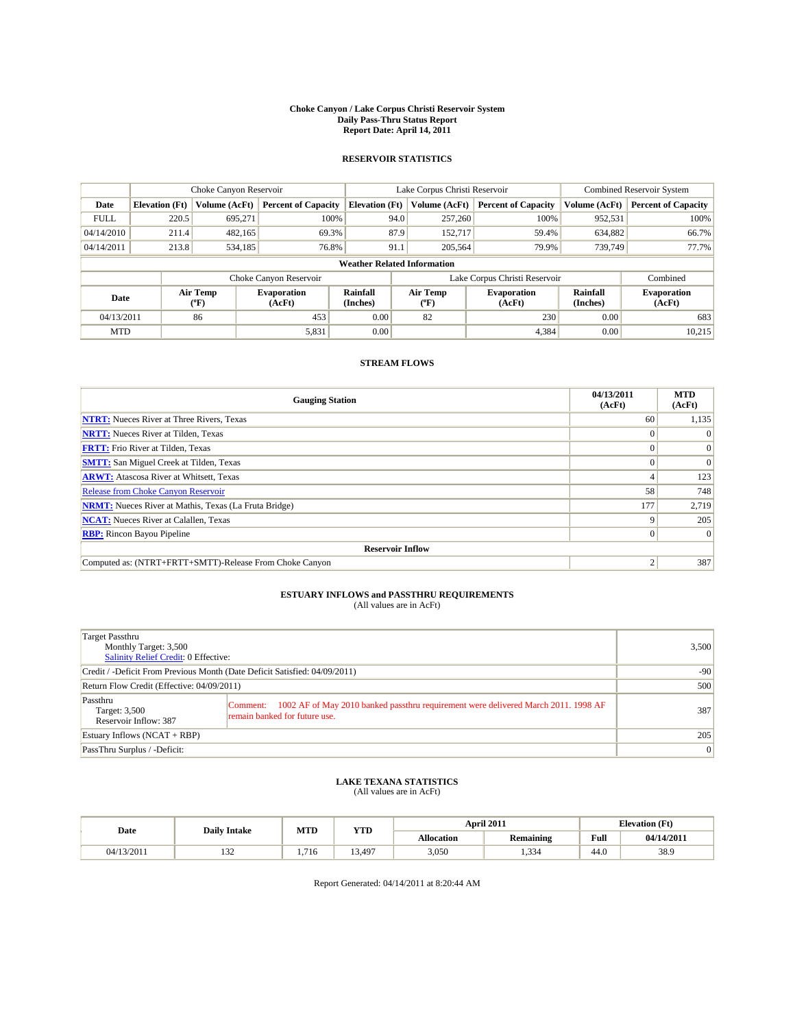**Choke Canyon / Lake Corpus Christi Reservoir System**
**Daily Pass-Thru Status Report**
**Report Date: April 14, 2011**

## RESERVOIR STATISTICS

| | Choke Canyon Reservoir | | | Lake Corpus Christi Reservoir | | | Combined Reservoir System | |
|---|---|---|---|---|---|---|---|---|
| **Date** | **Elevation (Ft)** | **Volume (AcFt)** | **Percent of Capacity** | **Elevation (Ft)** | **Volume (AcFt)** | **Percent of Capacity** | **Volume (AcFt)** | **Percent of Capacity** |
| FULL | 220.5 | 695,271 | 100% | 94.0 | 257,260 | 100% | 952,531 | 100% |
| 04/14/2010 | 211.4 | 482,165 | 69.3% | 87.9 | 152,717 | 59.4% | 634,882 | 66.7% |
| 04/14/2011 | 213.8 | 534,185 | 76.8% | 91.1 | 205,564 | 79.9% | 739,749 | 77.7% |

**Weather Related Information**

| | Choke Canyon Reservoir | | | Lake Corpus Christi Reservoir | | | Combined |
|---|---|---|---|---|---|---|---|
| **Date** | **Air Temp (°F)** | **Evaporation (AcFt)** | **Rainfall (Inches)** | **Air Temp (°F)** | **Evaporation (AcFt)** | **Rainfall (Inches)** | **Evaporation (AcFt)** |
| 04/13/2011 | 86 | 453 | 0.00 | 82 | 230 | 0.00 | 683 |
| MTD | | 5,831 | 0.00 | | 4,384 | 0.00 | 10,215 |

## STREAM FLOWS

| Gauging Station | 04/13/2011 (AcFt) | MTD (AcFt) |
|---|---|---|
| **NTRT:** Nueces River at Three Rivers, Texas | 60 | 1,135 |
| **NRTT:** Nueces River at Tilden, Texas | 0 | 0 |
| **FRTT:** Frio River at Tilden, Texas | 0 | 0 |
| **SMTT:** San Miguel Creek at Tilden, Texas | 0 | 0 |
| **ARWT:** Atascosa River at Whitsett, Texas | 4 | 123 |
| Release from Choke Canyon Reservoir | 58 | 748 |
| **NRMT:** Nueces River at Mathis, Texas (La Fruta Bridge) | 177 | 2,719 |
| **NCAT:** Nueces River at Calallen, Texas | 9 | 205 |
| **RBP:** Rincon Bayou Pipeline | 0 | 0 |
| **Reservoir Inflow** | | |
| Computed as: (NTRT+FRTT+SMTT)-Release From Choke Canyon | 2 | 387 |

## ESTUARY INFLOWS and PASSTHRU REQUIREMENTS
(All values are in AcFt)

| | | |
|---|---|---|
| Target Passthru<br>Monthly Target: 3,500<br>Salinity Relief Credit: 0 Effective: | | 3,500 |
| Credit / -Deficit From Previous Month (Date Deficit Satisfied: 04/09/2011) | | -90 |
| Return Flow Credit (Effective: 04/09/2011) | | 500 |
| Passthru<br>Target: 3,500<br>Reservoir Inflow: 387 | Comment: 1002 AF of May 2010 banked passthru requirement were delivered March 2011. 1998 AF remain banked for future use. | 387 |
| Estuary Inflows (NCAT + RBP) | | 205 |
| PassThru Surplus / -Deficit: | | 0 |

## LAKE TEXANA STATISTICS
(All values are in AcFt)

| Date | Daily Intake | MTD | YTD | April 2011 | | Elevation (Ft) | |
|---|---|---|---|---|---|---|---|
| | | | | **Allocation** | **Remaining** | **Full** | **04/14/2011** |
| 04/13/2011 | 132 | 1,716 | 13,497 | 3,050 | 1,334 | 44.0 | 38.9 |

Report Generated: 04/14/2011 at 8:20:44 AM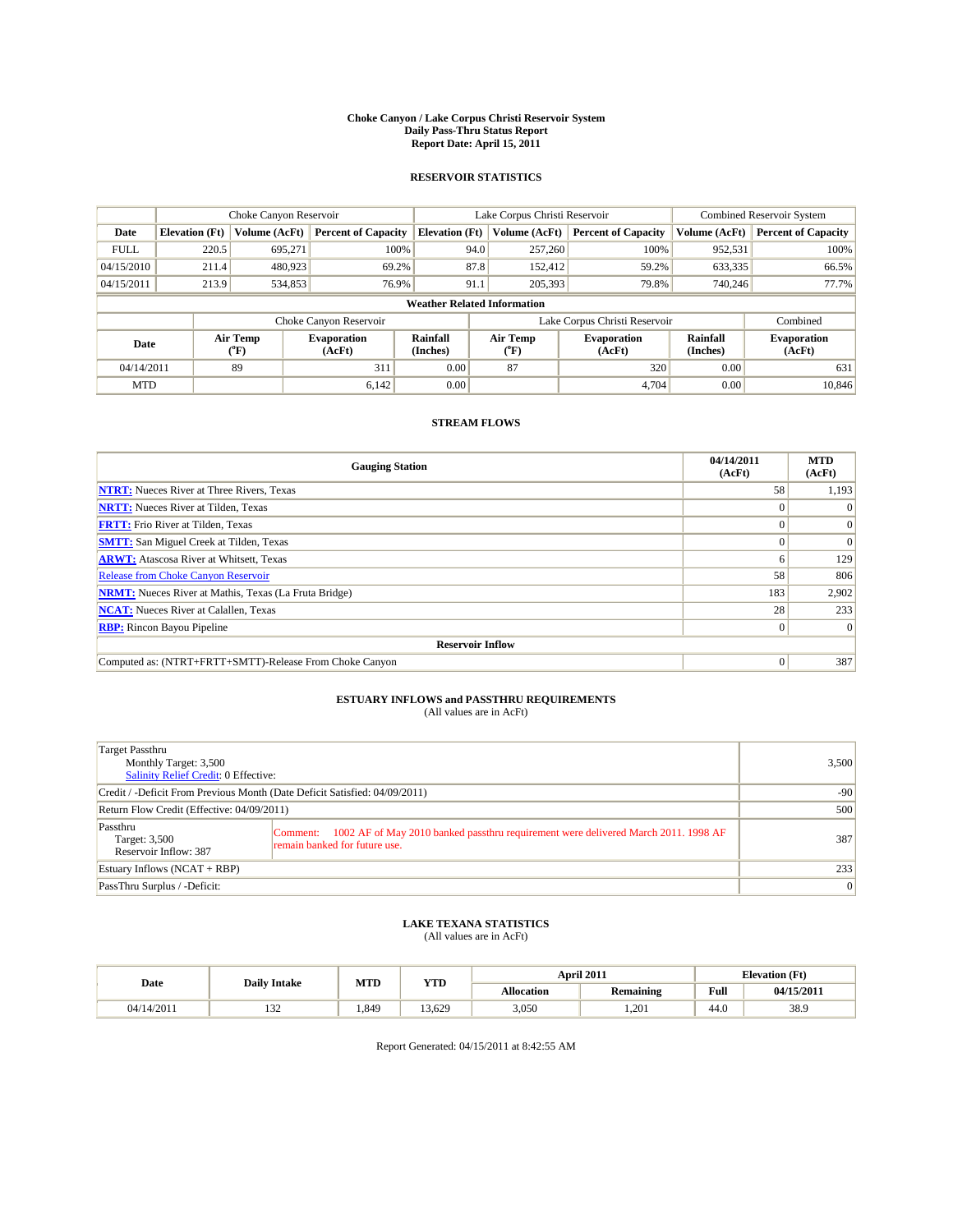# Choke Canyon / Lake Corpus Christi Reservoir System
## Daily Pass-Thru Status Report
## Report Date: April 15, 2011

### RESERVOIR STATISTICS

| | Choke Canyon Reservoir | | | Lake Corpus Christi Reservoir | | | Combined Reservoir System | |
|---|---|---|---|---|---|---|---|---|
| Date | Elevation (Ft) | Volume (AcFt) | Percent of Capacity | Elevation (Ft) | Volume (AcFt) | Percent of Capacity | Volume (AcFt) | Percent of Capacity |
| FULL | 220.5 | 695,271 | 100% | 94.0 | 257,260 | 100% | 952,531 | 100% |
| 04/15/2010 | 211.4 | 480,923 | 69.2% | 87.8 | 152,412 | 59.2% | 633,335 | 66.5% |
| 04/15/2011 | 213.9 | 534,853 | 76.9% | 91.1 | 205,393 | 79.8% | 740,246 | 77.7% |

**Weather Related Information**

| | Choke Canyon Reservoir | | | Lake Corpus Christi Reservoir | | | Combined |
|---|---|---|---|---|---|---|---|
| Date | Air Temp (°F) | Evaporation (AcFt) | Rainfall (Inches) | Air Temp (°F) | Evaporation (AcFt) | Rainfall (Inches) | Evaporation (AcFt) |
| 04/14/2011 | 89 | 311 | 0.00 | 87 | 320 | 0.00 | 631 |
| MTD | | 6,142 | 0.00 | | 4,704 | 0.00 | 10,846 |

### STREAM FLOWS

| Gauging Station | 04/14/2011 (AcFt) | MTD (AcFt) |
|---|---|---|
| NTRT: Nueces River at Three Rivers, Texas | 58 | 1,193 |
| NRTT: Nueces River at Tilden, Texas | 0 | 0 |
| FRTT: Frio River at Tilden, Texas | 0 | 0 |
| SMTT: San Miguel Creek at Tilden, Texas | 0 | 0 |
| ARWT: Atascosa River at Whitsett, Texas | 6 | 129 |
| Release from Choke Canyon Reservoir | 58 | 806 |
| NRMT: Nueces River at Mathis, Texas (La Fruta Bridge) | 183 | 2,902 |
| NCAT: Nueces River at Calallen, Texas | 28 | 233 |
| RBP: Rincon Bayou Pipeline | 0 | 0 |
| **Reservoir Inflow** | | |
| Computed as: (NTRT+FRTT+SMTT)-Release From Choke Canyon | 0 | 387 |

### ESTUARY INFLOWS and PASSTHRU REQUIREMENTS
(All values are in AcFt)

| | | |
|---|---|---|
| Target Passthru<br>Monthly Target: 3,500<br>Salinity Relief Credit: 0 Effective: | | 3,500 |
| Credit / -Deficit From Previous Month (Date Deficit Satisfied: 04/09/2011) | | -90 |
| Return Flow Credit (Effective: 04/09/2011) | | 500 |
| Passthru<br>Target: 3,500<br>Reservoir Inflow: 387 | Comment: 1002 AF of May 2010 banked passthru requirement were delivered March 2011. 1998 AF remain banked for future use. | 387 |
| Estuary Inflows (NCAT + RBP) | | 233 |
| PassThru Surplus / -Deficit: | | 0 |

### LAKE TEXANA STATISTICS
(All values are in AcFt)

| Date | Daily Intake | MTD | YTD | April 2011 | | Elevation (Ft) | |
|---|---|---|---|---|---|---|---|
| | | | | Allocation | Remaining | Full | 04/15/2011 |
| 04/14/2011 | 132 | 1,849 | 13,629 | 3,050 | 1,201 | 44.0 | 38.9 |

Report Generated: 04/15/2011 at 8:42:55 AM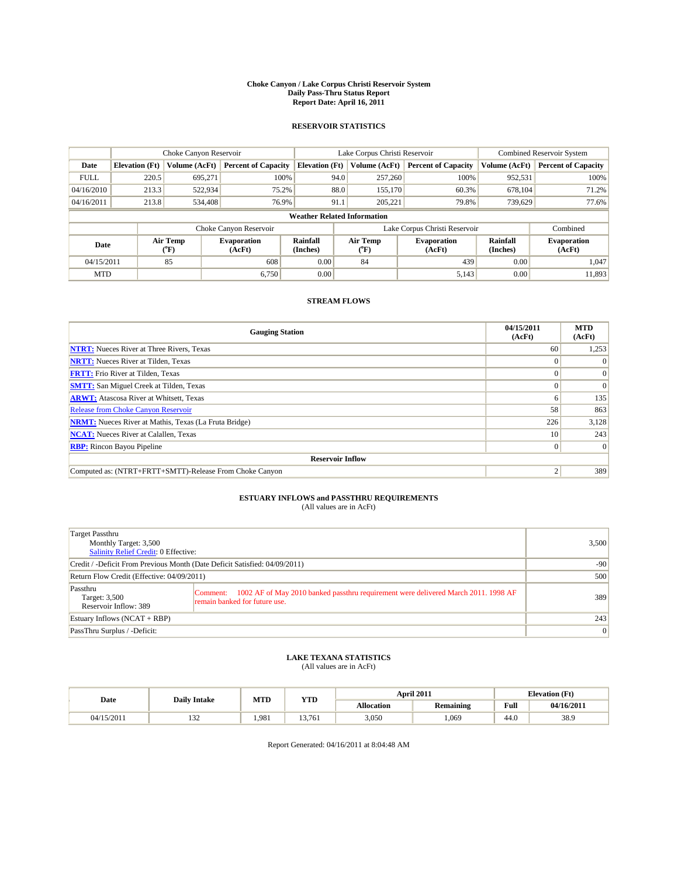**Choke Canyon / Lake Corpus Christi Reservoir System**
**Daily Pass-Thru Status Report**
**Report Date: April 16, 2011**

## RESERVOIR STATISTICS

| | Choke Canyon Reservoir | | | Lake Corpus Christi Reservoir | | | Combined Reservoir System | |
|---|---|---|---|---|---|---|---|---|
| **Date** | **Elevation (Ft)** | **Volume (AcFt)** | **Percent of Capacity** | **Elevation (Ft)** | **Volume (AcFt)** | **Percent of Capacity** | **Volume (AcFt)** | **Percent of Capacity** |
| FULL | 220.5 | 695,271 | 100% | 94.0 | 257,260 | 100% | 952,531 | 100% |
| 04/16/2010 | 213.3 | 522,934 | 75.2% | 88.0 | 155,170 | 60.3% | 678,104 | 71.2% |
| 04/16/2011 | 213.8 | 534,408 | 76.9% | 91.1 | 205,221 | 79.8% | 739,629 | 77.6% |

**Weather Related Information**

| | Choke Canyon Reservoir | | | Lake Corpus Christi Reservoir | | | Combined |
|---|---|---|---|---|---|---|---|
| **Date** | **Air Temp (°F)** | **Evaporation (AcFt)** | **Rainfall (Inches)** | **Air Temp (°F)** | **Evaporation (AcFt)** | **Rainfall (Inches)** | **Evaporation (AcFt)** |
| 04/15/2011 | 85 | 608 | 0.00 | 84 | 439 | 0.00 | 1,047 |
| MTD | | 6,750 | 0.00 | | 5,143 | 0.00 | 11,893 |

## STREAM FLOWS

| Gauging Station | 04/15/2011 (AcFt) | MTD (AcFt) |
|---|---|---|
| **NTRT:** Nueces River at Three Rivers, Texas | 60 | 1,253 |
| **NRTT:** Nueces River at Tilden, Texas | 0 | 0 |
| **FRTT:** Frio River at Tilden, Texas | 0 | 0 |
| **SMTT:** San Miguel Creek at Tilden, Texas | 0 | 0 |
| **ARWT:** Atascosa River at Whitsett, Texas | 6 | 135 |
| Release from Choke Canyon Reservoir | 58 | 863 |
| **NRMT:** Nueces River at Mathis, Texas (La Fruta Bridge) | 226 | 3,128 |
| **NCAT:** Nueces River at Calallen, Texas | 10 | 243 |
| **RBP:** Rincon Bayou Pipeline | 0 | 0 |
| **Reservoir Inflow** | | |
| Computed as: (NTRT+FRTT+SMTT)-Release From Choke Canyon | 2 | 389 |

## ESTUARY INFLOWS and PASSTHRU REQUIREMENTS
(All values are in AcFt)

| | | |
|---|---|---|
| Target Passthru<br>Monthly Target: 3,500<br>Salinity Relief Credit: 0 Effective: | | 3,500 |
| Credit / -Deficit From Previous Month (Date Deficit Satisfied: 04/09/2011) | | -90 |
| Return Flow Credit (Effective: 04/09/2011) | | 500 |
| Passthru<br>Target: 3,500<br>Reservoir Inflow: 389 | Comment: 1002 AF of May 2010 banked passthru requirement were delivered March 2011. 1998 AF remain banked for future use. | 389 |
| Estuary Inflows (NCAT + RBP) | | 243 |
| PassThru Surplus / -Deficit: | | 0 |

## LAKE TEXANA STATISTICS
(All values are in AcFt)

| Date | Daily Intake | MTD | YTD | April 2011 | | Elevation (Ft) | |
|---|---|---|---|---|---|---|---|
| | | | | **Allocation** | **Remaining** | **Full** | **04/16/2011** |
| 04/15/2011 | 132 | 1,981 | 13,761 | 3,050 | 1,069 | 44.0 | 38.9 |

Report Generated: 04/16/2011 at 8:04:48 AM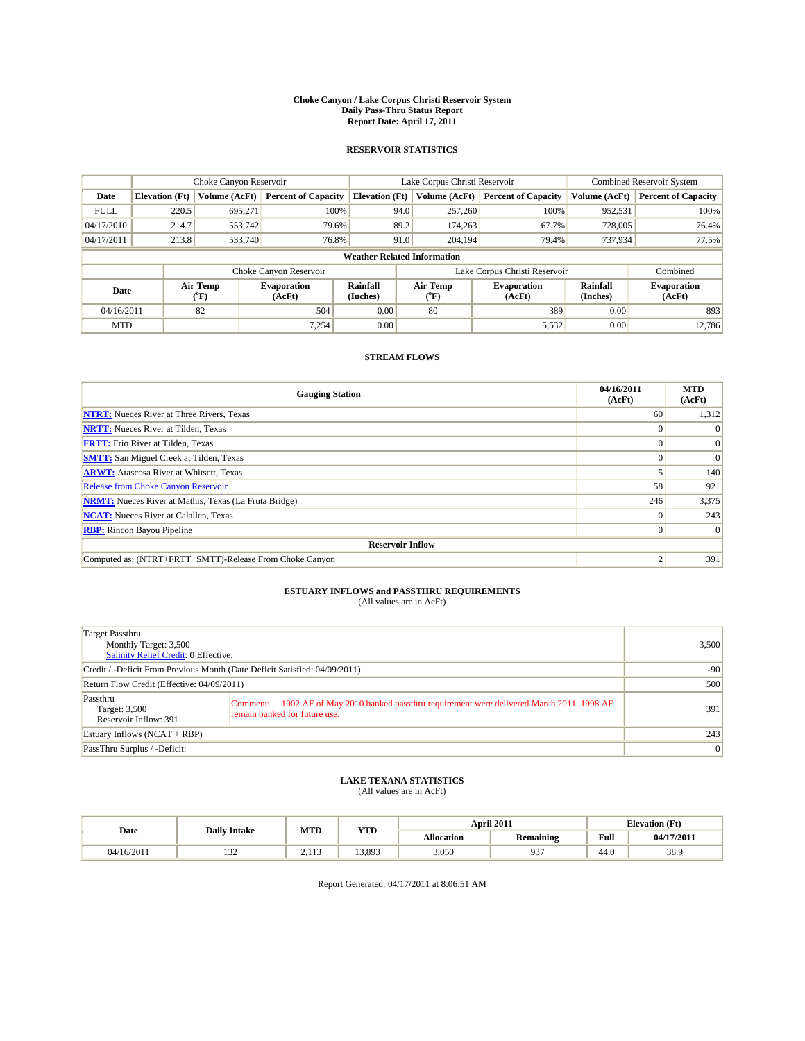# Choke Canyon / Lake Corpus Christi Reservoir System
## Daily Pass-Thru Status Report
### Report Date: April 17, 2011

## RESERVOIR STATISTICS

| | Choke Canyon Reservoir | | | Lake Corpus Christi Reservoir | | | Combined Reservoir System | |
|---|---|---|---|---|---|---|---|---|
| Date | Elevation (Ft) | Volume (AcFt) | Percent of Capacity | Elevation (Ft) | Volume (AcFt) | Percent of Capacity | Volume (AcFt) | Percent of Capacity |
| FULL | 220.5 | 695,271 | 100% | 94.0 | 257,260 | 100% | 952,531 | 100% |
| 04/17/2010 | 214.7 | 553,742 | 79.6% | 89.2 | 174,263 | 67.7% | 728,005 | 76.4% |
| 04/17/2011 | 213.8 | 533,740 | 76.8% | 91.0 | 204,194 | 79.4% | 737,934 | 77.5% |

**Weather Related Information**

| | Choke Canyon Reservoir | | | Lake Corpus Christi Reservoir | | | Combined |
|---|---|---|---|---|---|---|---|
| Date | Air Temp (°F) | Evaporation (AcFt) | Rainfall (Inches) | Air Temp (°F) | Evaporation (AcFt) | Rainfall (Inches) | Evaporation (AcFt) |
| 04/16/2011 | 82 | 504 | 0.00 | 80 | 389 | 0.00 | 893 |
| MTD | | 7,254 | 0.00 | | 5,532 | 0.00 | 12,786 |

## STREAM FLOWS

| Gauging Station | 04/16/2011 (AcFt) | MTD (AcFt) |
|---|---|---|
| NTRT: Nueces River at Three Rivers, Texas | 60 | 1,312 |
| NRTT: Nueces River at Tilden, Texas | 0 | 0 |
| FRTT: Frio River at Tilden, Texas | 0 | 0 |
| SMTT: San Miguel Creek at Tilden, Texas | 0 | 0 |
| ARWT: Atascosa River at Whitsett, Texas | 5 | 140 |
| Release from Choke Canyon Reservoir | 58 | 921 |
| NRMT: Nueces River at Mathis, Texas (La Fruta Bridge) | 246 | 3,375 |
| NCAT: Nueces River at Calallen, Texas | 0 | 243 |
| RBP: Rincon Bayou Pipeline | 0 | 0 |
| **Reservoir Inflow** | | |
| Computed as: (NTRT+FRTT+SMTT)-Release From Choke Canyon | 2 | 391 |

## ESTUARY INFLOWS and PASSTHRU REQUIREMENTS
(All values are in AcFt)

| | |
|---|---|
| Target Passthru<br>Monthly Target: 3,500<br>Salinity Relief Credit: 0 Effective: | 3,500 |
| Credit / -Deficit From Previous Month (Date Deficit Satisfied: 04/09/2011) | -90 |
| Return Flow Credit (Effective: 04/09/2011) | 500 |
| Passthru<br>Target: 3,500<br>Reservoir Inflow: 391<br>Comment: 1002 AF of May 2010 banked passthru requirement were delivered March 2011. 1998 AF remain banked for future use. | 391 |
| Estuary Inflows (NCAT + RBP) | 243 |
| PassThru Surplus / -Deficit: | 0 |

## LAKE TEXANA STATISTICS
(All values are in AcFt)

| Date | Daily Intake | MTD | YTD | April 2011 | | Elevation (Ft) | |
|---|---|---|---|---|---|---|---|
| | | | | Allocation | Remaining | Full | 04/17/2011 |
| 04/16/2011 | 132 | 2,113 | 13,893 | 3,050 | 937 | 44.0 | 38.9 |

Report Generated: 04/17/2011 at 8:06:51 AM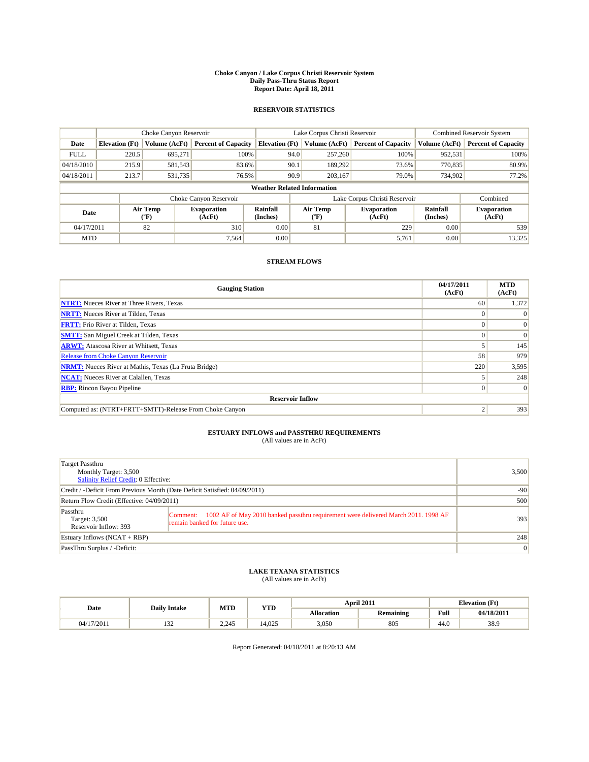# Choke Canyon / Lake Corpus Christi Reservoir System
## Daily Pass-Thru Status Report
### Report Date: April 18, 2011

## RESERVOIR STATISTICS

| | Choke Canyon Reservoir | | | Lake Corpus Christi Reservoir | | | Combined Reservoir System | |
|---|---|---|---|---|---|---|---|---|
| Date | Elevation (Ft) | Volume (AcFt) | Percent of Capacity | Elevation (Ft) | Volume (AcFt) | Percent of Capacity | Volume (AcFt) | Percent of Capacity |
| FULL | 220.5 | 695,271 | 100% | 94.0 | 257,260 | 100% | 952,531 | 100% |
| 04/18/2010 | 215.9 | 581,543 | 83.6% | 90.1 | 189,292 | 73.6% | 770,835 | 80.9% |
| 04/18/2011 | 213.7 | 531,735 | 76.5% | 90.9 | 203,167 | 79.0% | 734,902 | 77.2% |

### Weather Related Information

| | Choke Canyon Reservoir | | | Lake Corpus Christi Reservoir | | | Combined |
|---|---|---|---|---|---|---|---|
| Date | Air Temp (°F) | Evaporation (AcFt) | Rainfall (Inches) | Air Temp (°F) | Evaporation (AcFt) | Rainfall (Inches) | Evaporation (AcFt) |
| 04/17/2011 | 82 | 310 | 0.00 | 81 | 229 | 0.00 | 539 |
| MTD | | 7,564 | 0.00 | | 5,761 | 0.00 | 13,325 |

## STREAM FLOWS

| Gauging Station | 04/17/2011 (AcFt) | MTD (AcFt) |
|---|---|---|
| NTRT: Nueces River at Three Rivers, Texas | 60 | 1,372 |
| NRTT: Nueces River at Tilden, Texas | 0 | 0 |
| FRTT: Frio River at Tilden, Texas | 0 | 0 |
| SMTT: San Miguel Creek at Tilden, Texas | 0 | 0 |
| ARWT: Atascosa River at Whitsett, Texas | 5 | 145 |
| Release from Choke Canyon Reservoir | 58 | 979 |
| NRMT: Nueces River at Mathis, Texas (La Fruta Bridge) | 220 | 3,595 |
| NCAT: Nueces River at Calallen, Texas | 5 | 248 |
| RBP: Rincon Bayou Pipeline | 0 | 0 |
| **Reservoir Inflow** | | |
| Computed as: (NTRT+FRTT+SMTT)-Release From Choke Canyon | 2 | 393 |

## ESTUARY INFLOWS and PASSTHRU REQUIREMENTS
(All values are in AcFt)

| | |
|---|---|
| Target Passthru<br>Monthly Target: 3,500<br>Salinity Relief Credit: 0 Effective: | 3,500 |
| Credit / -Deficit From Previous Month (Date Deficit Satisfied: 04/09/2011) | -90 |
| Return Flow Credit (Effective: 04/09/2011) | 500 |
| Passthru<br>Target: 3,500<br>Reservoir Inflow: 393<br>Comment: 1002 AF of May 2010 banked passthru requirement were delivered March 2011. 1998 AF remain banked for future use. | 393 |
| Estuary Inflows (NCAT + RBP) | 248 |
| PassThru Surplus / -Deficit: | 0 |

## LAKE TEXANA STATISTICS
(All values are in AcFt)

| Date | Daily Intake | MTD | YTD | April 2011 | | Elevation (Ft) | |
|---|---|---|---|---|---|---|---|
| | | | | Allocation | Remaining | Full | 04/18/2011 |
| 04/17/2011 | 132 | 2,245 | 14,025 | 3,050 | 805 | 44.0 | 38.9 |

Report Generated: 04/18/2011 at 8:20:13 AM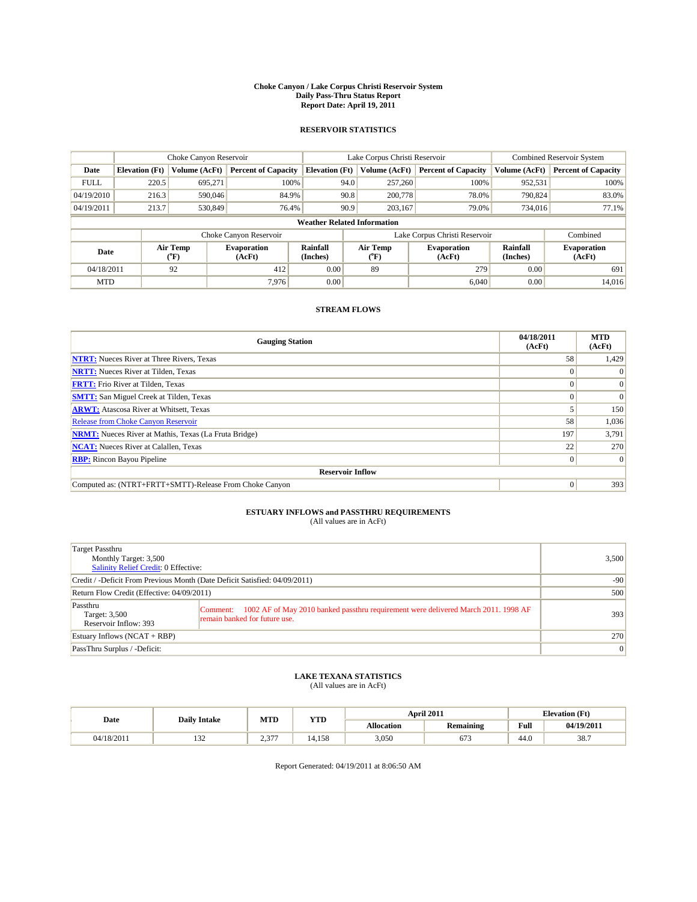# Choke Canyon / Lake Corpus Christi Reservoir System
## Daily Pass-Thru Status Report
## Report Date: April 19, 2011

### RESERVOIR STATISTICS

| | Choke Canyon Reservoir | | | Lake Corpus Christi Reservoir | | | Combined Reservoir System | |
|---|---|---|---|---|---|---|---|---|
| Date | Elevation (Ft) | Volume (AcFt) | Percent of Capacity | Elevation (Ft) | Volume (AcFt) | Percent of Capacity | Volume (AcFt) | Percent of Capacity |
| FULL | 220.5 | 695,271 | 100% | 94.0 | 257,260 | 100% | 952,531 | 100% |
| 04/19/2010 | 216.3 | 590,046 | 84.9% | 90.8 | 200,778 | 78.0% | 790,824 | 83.0% |
| 04/19/2011 | 213.7 | 530,849 | 76.4% | 90.9 | 203,167 | 79.0% | 734,016 | 77.1% |

**Weather Related Information**

| | Choke Canyon Reservoir | | | Lake Corpus Christi Reservoir | | | Combined |
|---|---|---|---|---|---|---|---|
| Date | Air Temp (°F) | Evaporation (AcFt) | Rainfall (Inches) | Air Temp (°F) | Evaporation (AcFt) | Rainfall (Inches) | Evaporation (AcFt) |
| 04/18/2011 | 92 | 412 | 0.00 | 89 | 279 | 0.00 | 691 |
| MTD | | 7,976 | 0.00 | | 6,040 | 0.00 | 14,016 |

### STREAM FLOWS

| Gauging Station | 04/18/2011 (AcFt) | MTD (AcFt) |
|---|---|---|
| NTRT: Nueces River at Three Rivers, Texas | 58 | 1,429 |
| NRTT: Nueces River at Tilden, Texas | 0 | 0 |
| FRTT: Frio River at Tilden, Texas | 0 | 0 |
| SMTT: San Miguel Creek at Tilden, Texas | 0 | 0 |
| ARWT: Atascosa River at Whitsett, Texas | 5 | 150 |
| Release from Choke Canyon Reservoir | 58 | 1,036 |
| NRMT: Nueces River at Mathis, Texas (La Fruta Bridge) | 197 | 3,791 |
| NCAT: Nueces River at Calallen, Texas | 22 | 270 |
| RBP: Rincon Bayou Pipeline | 0 | 0 |
| **Reservoir Inflow** | | |
| Computed as: (NTRT+FRTT+SMTT)-Release From Choke Canyon | 0 | 393 |

### ESTUARY INFLOWS and PASSTHRU REQUIREMENTS
(All values are in AcFt)

| | |
|---|---|
| Target Passthru<br>Monthly Target: 3,500<br>Salinity Relief Credit: 0 Effective: | 3,500 |
| Credit / -Deficit From Previous Month (Date Deficit Satisfied: 04/09/2011) | -90 |
| Return Flow Credit (Effective: 04/09/2011) | 500 |
| Passthru<br>Target: 3,500<br>Reservoir Inflow: 393<br>Comment: 1002 AF of May 2010 banked passthru requirement were delivered March 2011. 1998 AF remain banked for future use. | 393 |
| Estuary Inflows (NCAT + RBP) | 270 |
| PassThru Surplus / -Deficit: | 0 |

### LAKE TEXANA STATISTICS
(All values are in AcFt)

| Date | Daily Intake | MTD | YTD | April 2011 | | Elevation (Ft) | |
|---|---|---|---|---|---|---|---|
| | | | | Allocation | Remaining | Full | 04/19/2011 |
| 04/18/2011 | 132 | 2,377 | 14,158 | 3,050 | 673 | 44.0 | 38.7 |

Report Generated: 04/19/2011 at 8:06:50 AM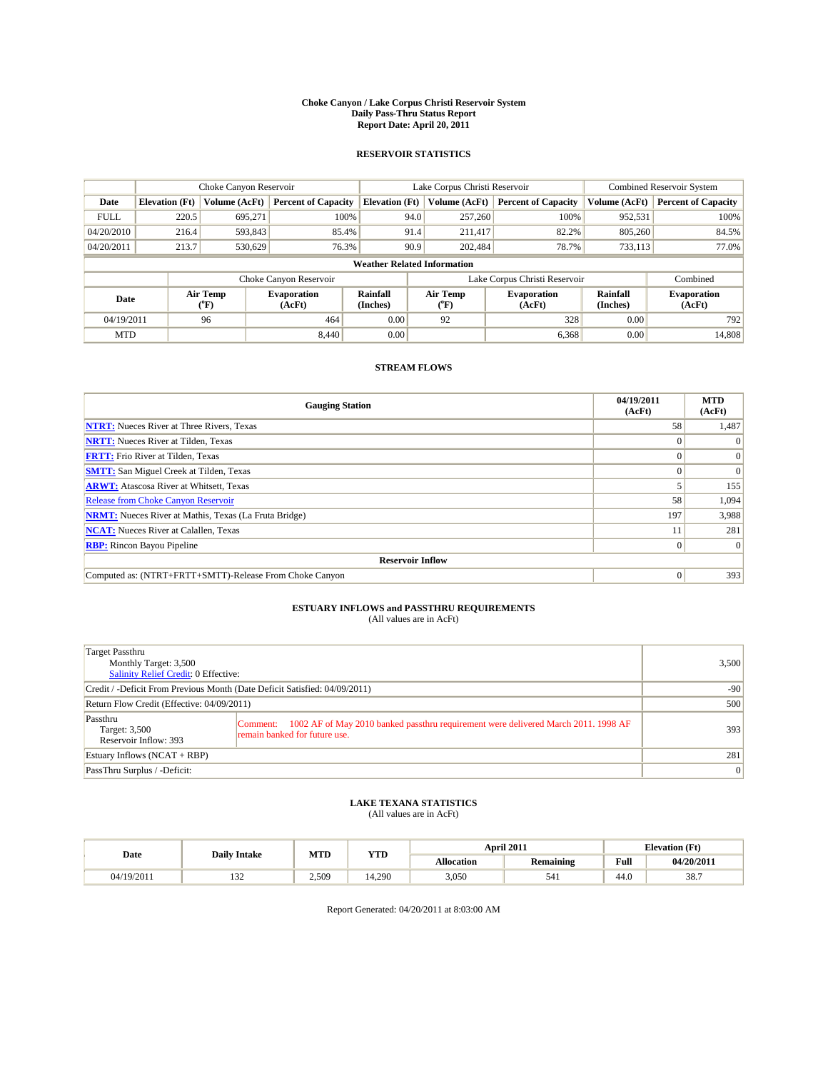**Choke Canyon / Lake Corpus Christi Reservoir System**
**Daily Pass-Thru Status Report**
**Report Date: April 20, 2011**

## RESERVOIR STATISTICS

| | Choke Canyon Reservoir | | | Lake Corpus Christi Reservoir | | | Combined Reservoir System | |
|---|---|---|---|---|---|---|---|---|
| Date | Elevation (Ft) | Volume (AcFt) | Percent of Capacity | Elevation (Ft) | Volume (AcFt) | Percent of Capacity | Volume (AcFt) | Percent of Capacity |
| FULL | 220.5 | 695,271 | 100% | 94.0 | 257,260 | 100% | 952,531 | 100% |
| 04/20/2010 | 216.4 | 593,843 | 85.4% | 91.4 | 211,417 | 82.2% | 805,260 | 84.5% |
| 04/20/2011 | 213.7 | 530,629 | 76.3% | 90.9 | 202,484 | 78.7% | 733,113 | 77.0% |

**Weather Related Information**

| | Choke Canyon Reservoir | | | Lake Corpus Christi Reservoir | | | Combined |
|---|---|---|---|---|---|---|---|
| Date | Air Temp (°F) | Evaporation (AcFt) | Rainfall (Inches) | Air Temp (°F) | Evaporation (AcFt) | Rainfall (Inches) | Evaporation (AcFt) |
| 04/19/2011 | 96 | 464 | 0.00 | 92 | 328 | 0.00 | 792 |
| MTD | | 8,440 | 0.00 | | 6,368 | 0.00 | 14,808 |

## STREAM FLOWS

| Gauging Station | 04/19/2011 (AcFt) | MTD (AcFt) |
|---|---|---|
| NTRT: Nueces River at Three Rivers, Texas | 58 | 1,487 |
| NRTT: Nueces River at Tilden, Texas | 0 | 0 |
| FRTT: Frio River at Tilden, Texas | 0 | 0 |
| SMTT: San Miguel Creek at Tilden, Texas | 0 | 0 |
| ARWT: Atascosa River at Whitsett, Texas | 5 | 155 |
| Release from Choke Canyon Reservoir | 58 | 1,094 |
| NRMT: Nueces River at Mathis, Texas (La Fruta Bridge) | 197 | 3,988 |
| NCAT: Nueces River at Calallen, Texas | 11 | 281 |
| RBP: Rincon Bayou Pipeline | 0 | 0 |
| **Reservoir Inflow** | | |
| Computed as: (NTRT+FRTT+SMTT)-Release From Choke Canyon | 0 | 393 |

## ESTUARY INFLOWS and PASSTHRU REQUIREMENTS

(All values are in AcFt)

| | |
|---|---|
| Target Passthru<br>Monthly Target: 3,500<br>Salinity Relief Credit: 0 Effective: | 3,500 |
| Credit / -Deficit From Previous Month (Date Deficit Satisfied: 04/09/2011) | -90 |
| Return Flow Credit (Effective: 04/09/2011) | 500 |
| Passthru<br>Target: 3,500<br>Reservoir Inflow: 393<br>Comment: 1002 AF of May 2010 banked passthru requirement were delivered March 2011. 1998 AF remain banked for future use. | 393 |
| Estuary Inflows (NCAT + RBP) | 281 |
| PassThru Surplus / -Deficit: | 0 |

## LAKE TEXANA STATISTICS

(All values are in AcFt)

| Date | Daily Intake | MTD | YTD | April 2011 | | Elevation (Ft) | |
|---|---|---|---|---|---|---|---|
| | | | | Allocation | Remaining | Full | 04/20/2011 |
| 04/19/2011 | 132 | 2,509 | 14,290 | 3,050 | 541 | 44.0 | 38.7 |

Report Generated: 04/20/2011 at 8:03:00 AM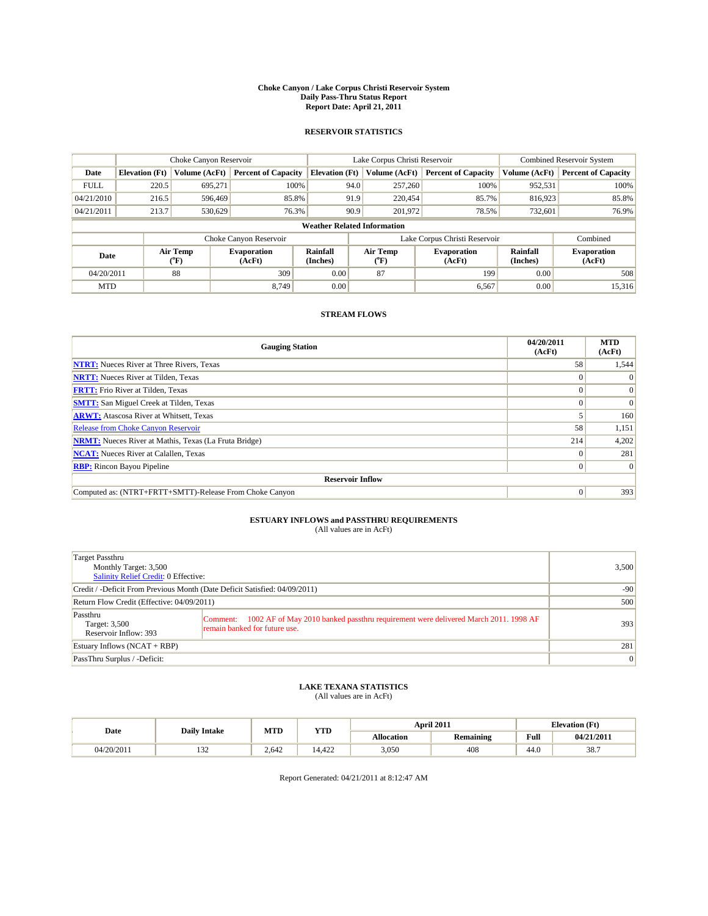# Choke Canyon / Lake Corpus Christi Reservoir System
## Daily Pass-Thru Status Report
## Report Date: April 21, 2011

### RESERVOIR STATISTICS

| | Choke Canyon Reservoir | | | Lake Corpus Christi Reservoir | | | Combined Reservoir System | |
|---|---|---|---|---|---|---|---|---|
| Date | Elevation (Ft) | Volume (AcFt) | Percent of Capacity | Elevation (Ft) | Volume (AcFt) | Percent of Capacity | Volume (AcFt) | Percent of Capacity |
| FULL | 220.5 | 695,271 | 100% | 94.0 | 257,260 | 100% | 952,531 | 100% |
| 04/21/2010 | 216.5 | 596,469 | 85.8% | 91.9 | 220,454 | 85.7% | 816,923 | 85.8% |
| 04/21/2011 | 213.7 | 530,629 | 76.3% | 90.9 | 201,972 | 78.5% | 732,601 | 76.9% |

**Weather Related Information**

| | Choke Canyon Reservoir | | | Lake Corpus Christi Reservoir | | | Combined |
|---|---|---|---|---|---|---|---|
| Date | Air Temp (°F) | Evaporation (AcFt) | Rainfall (Inches) | Air Temp (°F) | Evaporation (AcFt) | Rainfall (Inches) | Evaporation (AcFt) |
| 04/20/2011 | 88 | 309 | 0.00 | 87 | 199 | 0.00 | 508 |
| MTD | | 8,749 | 0.00 | | 6,567 | 0.00 | 15,316 |

### STREAM FLOWS

| Gauging Station | 04/20/2011 (AcFt) | MTD (AcFt) |
|---|---|---|
| NTRT: Nueces River at Three Rivers, Texas | 58 | 1,544 |
| NRTT: Nueces River at Tilden, Texas | 0 | 0 |
| FRTT: Frio River at Tilden, Texas | 0 | 0 |
| SMTT: San Miguel Creek at Tilden, Texas | 0 | 0 |
| ARWT: Atascosa River at Whitsett, Texas | 5 | 160 |
| Release from Choke Canyon Reservoir | 58 | 1,151 |
| NRMT: Nueces River at Mathis, Texas (La Fruta Bridge) | 214 | 4,202 |
| NCAT: Nueces River at Calallen, Texas | 0 | 281 |
| RBP: Rincon Bayou Pipeline | 0 | 0 |
| **Reservoir Inflow** | | |
| Computed as: (NTRT+FRTT+SMTT)-Release From Choke Canyon | 0 | 393 |

### ESTUARY INFLOWS and PASSTHRU REQUIREMENTS
(All values are in AcFt)

| | | |
|---|---|---|
| Target Passthru<br>Monthly Target: 3,500<br>Salinity Relief Credit: 0 Effective: | | 3,500 |
| Credit / -Deficit From Previous Month (Date Deficit Satisfied: 04/09/2011) | | -90 |
| Return Flow Credit (Effective: 04/09/2011) | | 500 |
| Passthru<br>Target: 3,500<br>Reservoir Inflow: 393 | Comment: 1002 AF of May 2010 banked passthru requirement were delivered March 2011. 1998 AF remain banked for future use. | 393 |
| Estuary Inflows (NCAT + RBP) | | 281 |
| PassThru Surplus / -Deficit: | | 0 |

### LAKE TEXANA STATISTICS
(All values are in AcFt)

| Date | Daily Intake | MTD | YTD | April 2011 | | Elevation (Ft) | |
|---|---|---|---|---|---|---|---|
| | | | | Allocation | Remaining | Full | 04/21/2011 |
| 04/20/2011 | 132 | 2,642 | 14,422 | 3,050 | 408 | 44.0 | 38.7 |

Report Generated: 04/21/2011 at 8:12:47 AM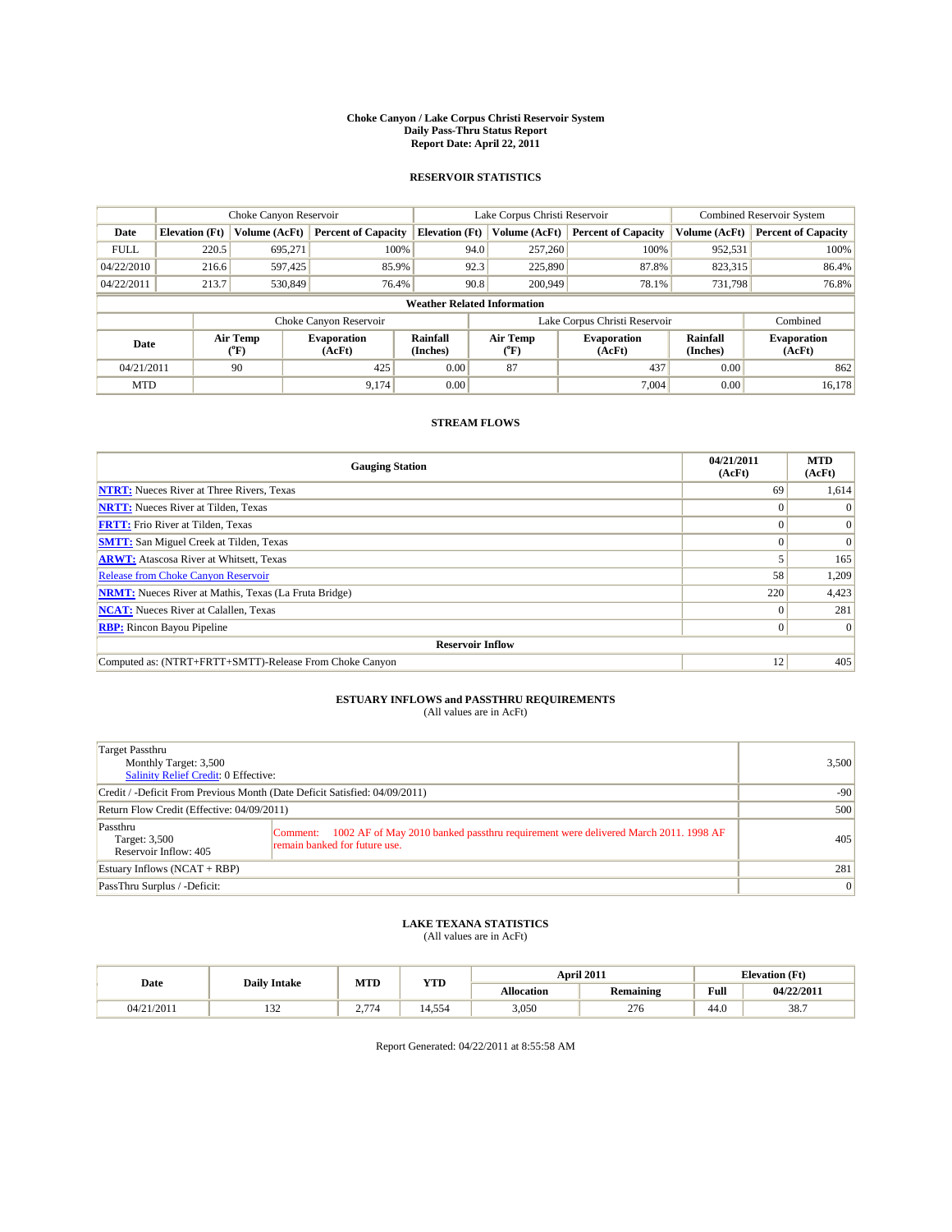# Choke Canyon / Lake Corpus Christi Reservoir System
## Daily Pass-Thru Status Report
## Report Date: April 22, 2011

### RESERVOIR STATISTICS

| | Choke Canyon Reservoir | | | Lake Corpus Christi Reservoir | | | Combined Reservoir System | |
|---|---|---|---|---|---|---|---|---|
| Date | Elevation (Ft) | Volume (AcFt) | Percent of Capacity | Elevation (Ft) | Volume (AcFt) | Percent of Capacity | Volume (AcFt) | Percent of Capacity |
| FULL | 220.5 | 695,271 | 100% | 94.0 | 257,260 | 100% | 952,531 | 100% |
| 04/22/2010 | 216.6 | 597,425 | 85.9% | 92.3 | 225,890 | 87.8% | 823,315 | 86.4% |
| 04/22/2011 | 213.7 | 530,849 | 76.4% | 90.8 | 200,949 | 78.1% | 731,798 | 76.8% |

**Weather Related Information**

| | Choke Canyon Reservoir | | | Lake Corpus Christi Reservoir | | | Combined |
|---|---|---|---|---|---|---|---|
| Date | Air Temp (°F) | Evaporation (AcFt) | Rainfall (Inches) | Air Temp (°F) | Evaporation (AcFt) | Rainfall (Inches) | Evaporation (AcFt) |
| 04/21/2011 | 90 | 425 | 0.00 | 87 | 437 | 0.00 | 862 |
| MTD | | 9,174 | 0.00 | | 7,004 | 0.00 | 16,178 |

### STREAM FLOWS

| Gauging Station | 04/21/2011 (AcFt) | MTD (AcFt) |
|---|---|---|
| NTRT: Nueces River at Three Rivers, Texas | 69 | 1,614 |
| NRTT: Nueces River at Tilden, Texas | 0 | 0 |
| FRTT: Frio River at Tilden, Texas | 0 | 0 |
| SMTT: San Miguel Creek at Tilden, Texas | 0 | 0 |
| ARWT: Atascosa River at Whitsett, Texas | 5 | 165 |
| Release from Choke Canyon Reservoir | 58 | 1,209 |
| NRMT: Nueces River at Mathis, Texas (La Fruta Bridge) | 220 | 4,423 |
| NCAT: Nueces River at Calallen, Texas | 0 | 281 |
| RBP: Rincon Bayou Pipeline | 0 | 0 |
| **Reservoir Inflow** | | |
| Computed as: (NTRT+FRTT+SMTT)-Release From Choke Canyon | 12 | 405 |

### ESTUARY INFLOWS and PASSTHRU REQUIREMENTS
(All values are in AcFt)

| | |
|---|---|
| Target Passthru<br>Monthly Target: 3,500<br>Salinity Relief Credit: 0 Effective: | 3,500 |
| Credit / -Deficit From Previous Month (Date Deficit Satisfied: 04/09/2011) | -90 |
| Return Flow Credit (Effective: 04/09/2011) | 500 |
| Passthru<br>Target: 3,500<br>Reservoir Inflow: 405<br>Comment: 1002 AF of May 2010 banked passthru requirement were delivered March 2011. 1998 AF remain banked for future use. | 405 |
| Estuary Inflows (NCAT + RBP) | 281 |
| PassThru Surplus / -Deficit: | 0 |

### LAKE TEXANA STATISTICS
(All values are in AcFt)

| Date | Daily Intake | MTD | YTD | April 2011 | | Elevation (Ft) | |
|---|---|---|---|---|---|---|---|
| | | | | Allocation | Remaining | Full | 04/22/2011 |
| 04/21/2011 | 132 | 2,774 | 14,554 | 3,050 | 276 | 44.0 | 38.7 |

Report Generated: 04/22/2011 at 8:55:58 AM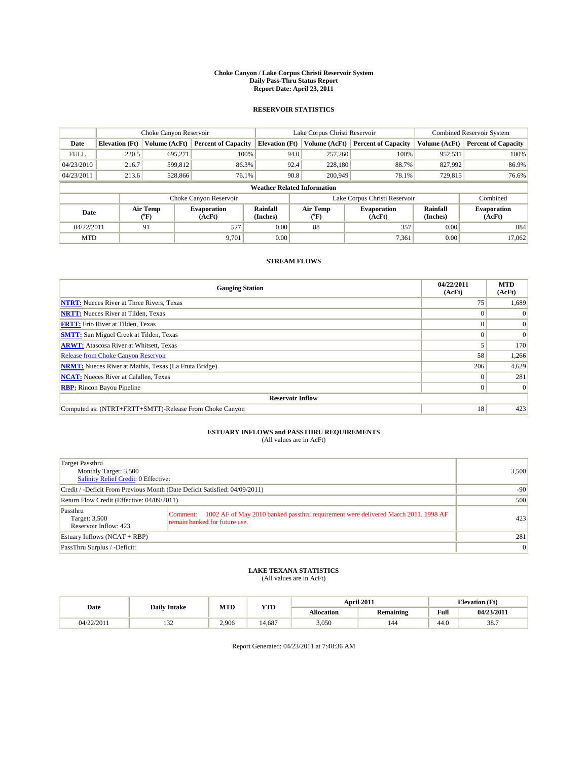# Choke Canyon / Lake Corpus Christi Reservoir System
## Daily Pass-Thru Status Report
## Report Date: April 23, 2011

### RESERVOIR STATISTICS

| | Choke Canyon Reservoir | | | Lake Corpus Christi Reservoir | | | Combined Reservoir System | |
|---|---|---|---|---|---|---|---|---|
| Date | Elevation (Ft) | Volume (AcFt) | Percent of Capacity | Elevation (Ft) | Volume (AcFt) | Percent of Capacity | Volume (AcFt) | Percent of Capacity |
| FULL | 220.5 | 695,271 | 100% | 94.0 | 257,260 | 100% | 952,531 | 100% |
| 04/23/2010 | 216.7 | 599,812 | 86.3% | 92.4 | 228,180 | 88.7% | 827,992 | 86.9% |
| 04/23/2011 | 213.6 | 528,866 | 76.1% | 90.8 | 200,949 | 78.1% | 729,815 | 76.6% |

**Weather Related Information**

| | Choke Canyon Reservoir | | | Lake Corpus Christi Reservoir | | | Combined |
|---|---|---|---|---|---|---|---|
| Date | Air Temp (°F) | Evaporation (AcFt) | Rainfall (Inches) | Air Temp (°F) | Evaporation (AcFt) | Rainfall (Inches) | Evaporation (AcFt) |
| 04/22/2011 | 91 | 527 | 0.00 | 88 | 357 | 0.00 | 884 |
| MTD | | 9,701 | 0.00 | | 7,361 | 0.00 | 17,062 |

### STREAM FLOWS

| Gauging Station | 04/22/2011 (AcFt) | MTD (AcFt) |
|---|---|---|
| NTRT: Nueces River at Three Rivers, Texas | 75 | 1,689 |
| NRTT: Nueces River at Tilden, Texas | 0 | 0 |
| FRTT: Frio River at Tilden, Texas | 0 | 0 |
| SMTT: San Miguel Creek at Tilden, Texas | 0 | 0 |
| ARWT: Atascosa River at Whitsett, Texas | 5 | 170 |
| Release from Choke Canyon Reservoir | 58 | 1,266 |
| NRMT: Nueces River at Mathis, Texas (La Fruta Bridge) | 206 | 4,629 |
| NCAT: Nueces River at Calallen, Texas | 0 | 281 |
| RBP: Rincon Bayou Pipeline | 0 | 0 |
| **Reservoir Inflow** | | |
| Computed as: (NTRT+FRTT+SMTT)-Release From Choke Canyon | 18 | 423 |

### ESTUARY INFLOWS and PASSTHRU REQUIREMENTS
(All values are in AcFt)

| | | |
|---|---|---|
| Target Passthru<br>Monthly Target: 3,500<br>Salinity Relief Credit: 0 Effective: | | 3,500 |
| Credit / -Deficit From Previous Month (Date Deficit Satisfied: 04/09/2011) | | -90 |
| Return Flow Credit (Effective: 04/09/2011) | | 500 |
| Passthru<br>Target: 3,500<br>Reservoir Inflow: 423 | Comment: 1002 AF of May 2010 banked passthru requirement were delivered March 2011. 1998 AF remain banked for future use. | 423 |
| Estuary Inflows (NCAT + RBP) | | 281 |
| PassThru Surplus / -Deficit: | | 0 |

### LAKE TEXANA STATISTICS
(All values are in AcFt)

| Date | Daily Intake | MTD | YTD | April 2011 | | Elevation (Ft) | |
|---|---|---|---|---|---|---|---|
| | | | | Allocation | Remaining | Full | 04/23/2011 |
| 04/22/2011 | 132 | 2,906 | 14,687 | 3,050 | 144 | 44.0 | 38.7 |

Report Generated: 04/23/2011 at 7:48:36 AM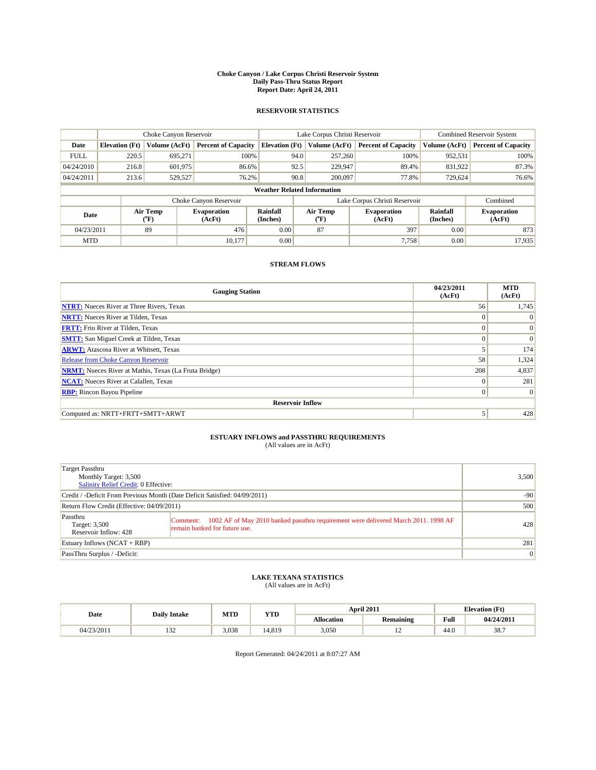# Choke Canyon / Lake Corpus Christi Reservoir System
## Daily Pass-Thru Status Report
### Report Date: April 24, 2011

## RESERVOIR STATISTICS

| | Choke Canyon Reservoir | | | Lake Corpus Christi Reservoir | | | Combined Reservoir System | |
|---|---|---|---|---|---|---|---|---|
| Date | Elevation (Ft) | Volume (AcFt) | Percent of Capacity | Elevation (Ft) | Volume (AcFt) | Percent of Capacity | Volume (AcFt) | Percent of Capacity |
| FULL | 220.5 | 695,271 | 100% | 94.0 | 257,260 | 100% | 952,531 | 100% |
| 04/24/2010 | 216.8 | 601,975 | 86.6% | 92.5 | 229,947 | 89.4% | 831,922 | 87.3% |
| 04/24/2011 | 213.6 | 529,527 | 76.2% | 90.8 | 200,097 | 77.8% | 729,624 | 76.6% |

**Weather Related Information**

| | Choke Canyon Reservoir | | | Lake Corpus Christi Reservoir | | | Combined |
|---|---|---|---|---|---|---|---|
| Date | Air Temp (°F) | Evaporation (AcFt) | Rainfall (Inches) | Air Temp (°F) | Evaporation (AcFt) | Rainfall (Inches) | Evaporation (AcFt) |
| 04/23/2011 | 89 | 476 | 0.00 | 87 | 397 | 0.00 | 873 |
| MTD | | 10,177 | 0.00 | | 7,758 | 0.00 | 17,935 |

## STREAM FLOWS

| Gauging Station | 04/23/2011 (AcFt) | MTD (AcFt) |
|---|---|---|
| NTRT: Nueces River at Three Rivers, Texas | 56 | 1,745 |
| NRTT: Nueces River at Tilden, Texas | 0 | 0 |
| FRTT: Frio River at Tilden, Texas | 0 | 0 |
| SMTT: San Miguel Creek at Tilden, Texas | 0 | 0 |
| ARWT: Atascosa River at Whitsett, Texas | 5 | 174 |
| Release from Choke Canyon Reservoir | 58 | 1,324 |
| NRMT: Nueces River at Mathis, Texas (La Fruta Bridge) | 208 | 4,837 |
| NCAT: Nueces River at Calallen, Texas | 0 | 281 |
| RBP: Rincon Bayou Pipeline | 0 | 0 |
| **Reservoir Inflow** | | |
| Computed as: NRTT+FRTT+SMTT+ARWT | 5 | 428 |

## ESTUARY INFLOWS and PASSTHRU REQUIREMENTS
(All values are in AcFt)

| | | |
|---|---|---|
| Target Passthru<br>Monthly Target: 3,500<br>Salinity Relief Credit: 0 Effective: | | 3,500 |
| Credit / -Deficit From Previous Month (Date Deficit Satisfied: 04/09/2011) | | -90 |
| Return Flow Credit (Effective: 04/09/2011) | | 500 |
| Passthru<br>Target: 3,500<br>Reservoir Inflow: 428 | Comment: 1002 AF of May 2010 banked passthru requirement were delivered March 2011. 1998 AF remain banked for future use. | 428 |
| Estuary Inflows (NCAT + RBP) | | 281 |
| PassThru Surplus / -Deficit: | | 0 |

## LAKE TEXANA STATISTICS
(All values are in AcFt)

| Date | Daily Intake | MTD | YTD | April 2011 | | Elevation (Ft) | |
|---|---|---|---|---|---|---|---|
| | | | | Allocation | Remaining | Full | 04/24/2011 |
| 04/23/2011 | 132 | 3,038 | 14,819 | 3,050 | 12 | 44.0 | 38.7 |

Report Generated: 04/24/2011 at 8:07:27 AM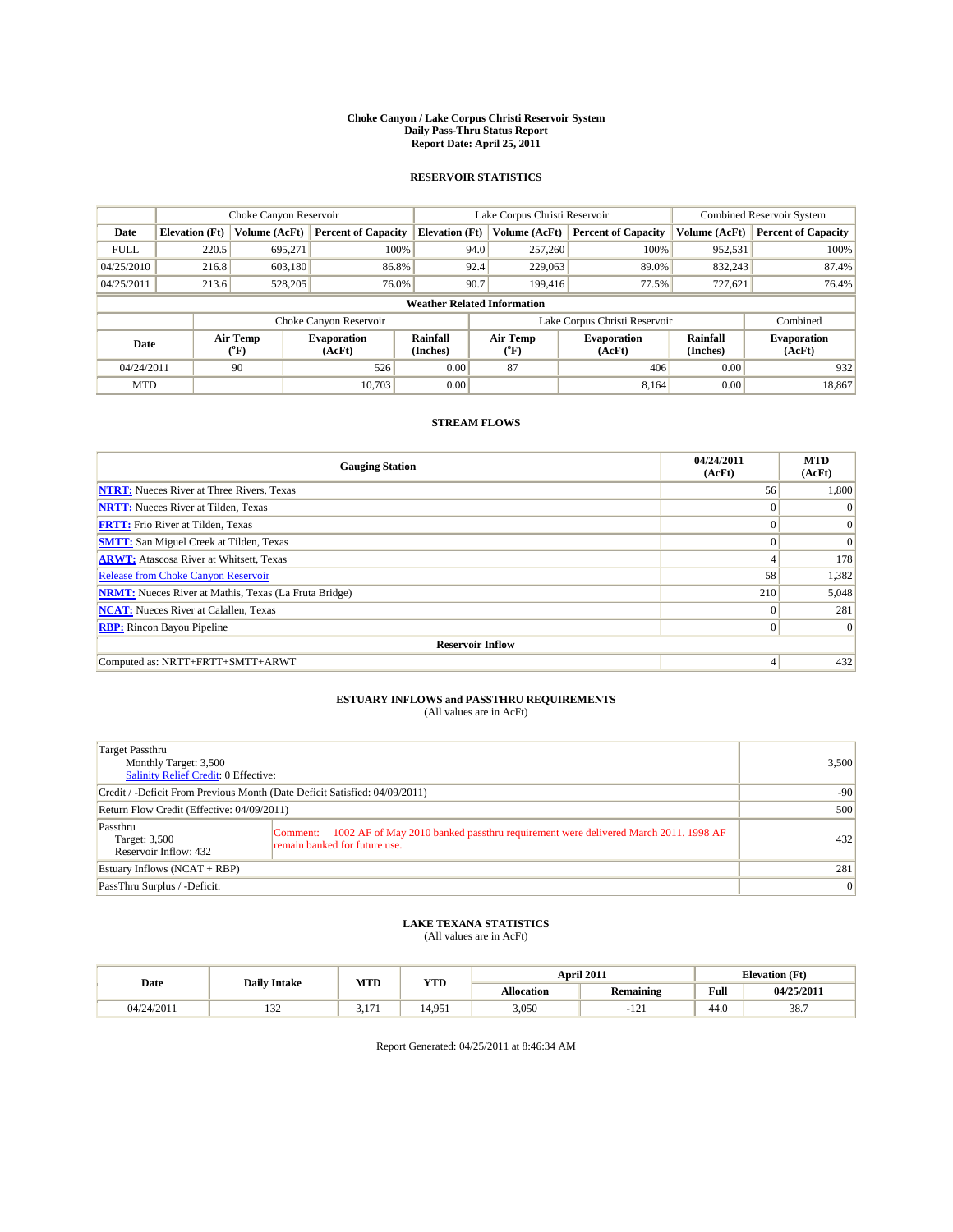# Choke Canyon / Lake Corpus Christi Reservoir System
## Daily Pass-Thru Status Report
## Report Date: April 25, 2011

### RESERVOIR STATISTICS

| | Choke Canyon Reservoir | | | Lake Corpus Christi Reservoir | | | Combined Reservoir System | |
|---|---|---|---|---|---|---|---|---|
| Date | Elevation (Ft) | Volume (AcFt) | Percent of Capacity | Elevation (Ft) | Volume (AcFt) | Percent of Capacity | Volume (AcFt) | Percent of Capacity |
| FULL | 220.5 | 695,271 | 100% | 94.0 | 257,260 | 100% | 952,531 | 100% |
| 04/25/2010 | 216.8 | 603,180 | 86.8% | 92.4 | 229,063 | 89.0% | 832,243 | 87.4% |
| 04/25/2011 | 213.6 | 528,205 | 76.0% | 90.7 | 199,416 | 77.5% | 727,621 | 76.4% |

**Weather Related Information**

| | Choke Canyon Reservoir | | | Lake Corpus Christi Reservoir | | | Combined |
|---|---|---|---|---|---|---|---|
| Date | Air Temp (°F) | Evaporation (AcFt) | Rainfall (Inches) | Air Temp (°F) | Evaporation (AcFt) | Rainfall (Inches) | Evaporation (AcFt) |
| 04/24/2011 | 90 | 526 | 0.00 | 87 | 406 | 0.00 | 932 |
| MTD | | 10,703 | 0.00 | | 8,164 | 0.00 | 18,867 |

### STREAM FLOWS

| Gauging Station | 04/24/2011 (AcFt) | MTD (AcFt) |
|---|---|---|
| NTRT: Nueces River at Three Rivers, Texas | 56 | 1,800 |
| NRTT: Nueces River at Tilden, Texas | 0 | 0 |
| FRTT: Frio River at Tilden, Texas | 0 | 0 |
| SMTT: San Miguel Creek at Tilden, Texas | 0 | 0 |
| ARWT: Atascosa River at Whitsett, Texas | 4 | 178 |
| Release from Choke Canyon Reservoir | 58 | 1,382 |
| NRMT: Nueces River at Mathis, Texas (La Fruta Bridge) | 210 | 5,048 |
| NCAT: Nueces River at Calallen, Texas | 0 | 281 |
| RBP: Rincon Bayou Pipeline | 0 | 0 |
| **Reservoir Inflow** | | |
| Computed as: NRTT+FRTT+SMTT+ARWT | 4 | 432 |

### ESTUARY INFLOWS and PASSTHRU REQUIREMENTS
(All values are in AcFt)

| | | |
|---|---|---|
| Target Passthru<br>Monthly Target: 3,500<br>Salinity Relief Credit: 0 Effective: | | 3,500 |
| Credit / -Deficit From Previous Month (Date Deficit Satisfied: 04/09/2011) | | -90 |
| Return Flow Credit (Effective: 04/09/2011) | | 500 |
| Passthru<br>Target: 3,500<br>Reservoir Inflow: 432 | Comment: 1002 AF of May 2010 banked passthru requirement were delivered March 2011. 1998 AF remain banked for future use. | 432 |
| Estuary Inflows (NCAT + RBP) | | 281 |
| PassThru Surplus / -Deficit: | | 0 |

### LAKE TEXANA STATISTICS
(All values are in AcFt)

| Date | Daily Intake | MTD | YTD | April 2011 | | Elevation (Ft) | |
|---|---|---|---|---|---|---|---|
| | | | | Allocation | Remaining | Full | 04/25/2011 |
| 04/24/2011 | 132 | 3,171 | 14,951 | 3,050 | -121 | 44.0 | 38.7 |

Report Generated: 04/25/2011 at 8:46:34 AM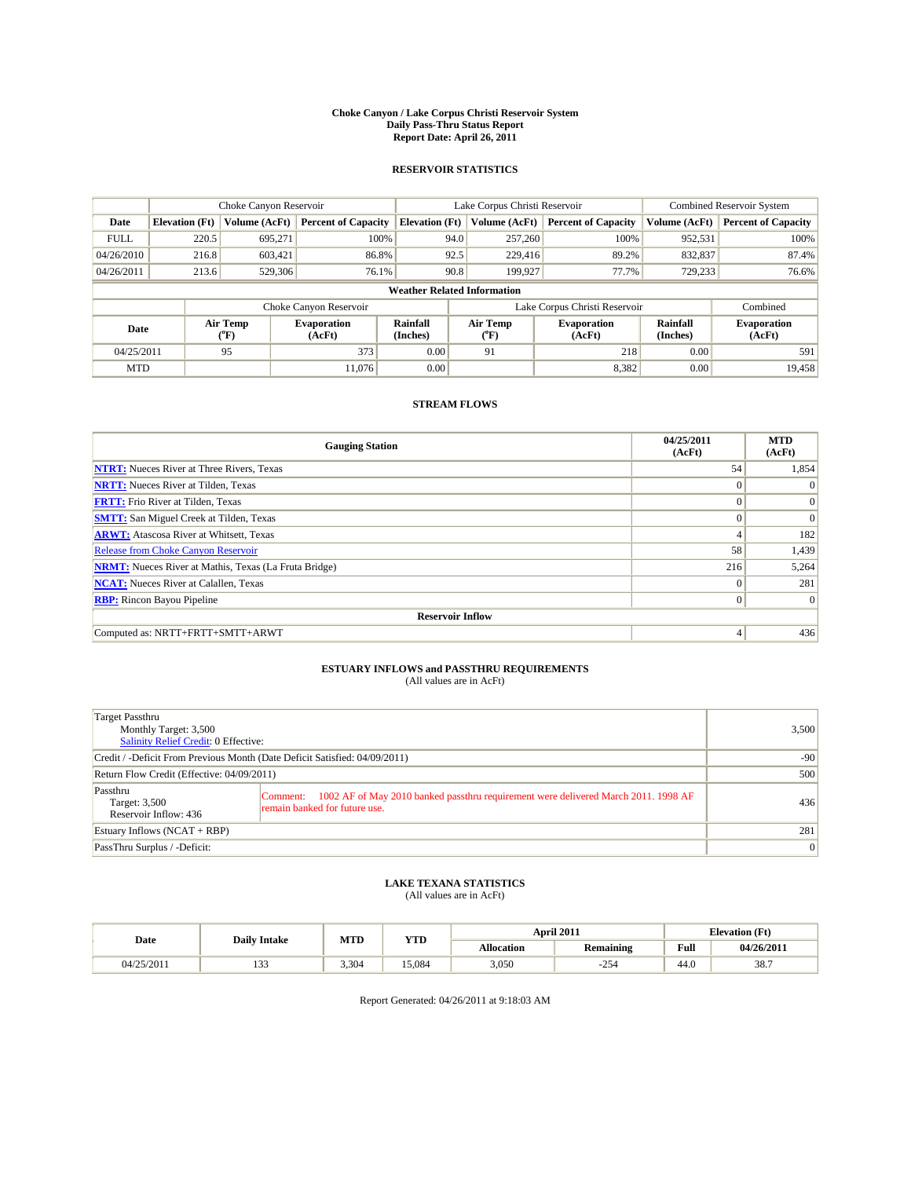# Choke Canyon / Lake Corpus Christi Reservoir System
## Daily Pass-Thru Status Report
## Report Date: April 26, 2011

### RESERVOIR STATISTICS

| | Choke Canyon Reservoir | | | Lake Corpus Christi Reservoir | | | Combined Reservoir System | |
|---|---|---|---|---|---|---|---|---|
| Date | Elevation (Ft) | Volume (AcFt) | Percent of Capacity | Elevation (Ft) | Volume (AcFt) | Percent of Capacity | Volume (AcFt) | Percent of Capacity |
| FULL | 220.5 | 695,271 | 100% | 94.0 | 257,260 | 100% | 952,531 | 100% |
| 04/26/2010 | 216.8 | 603,421 | 86.8% | 92.5 | 229,416 | 89.2% | 832,837 | 87.4% |
| 04/26/2011 | 213.6 | 529,306 | 76.1% | 90.8 | 199,927 | 77.7% | 729,233 | 76.6% |

**Weather Related Information**

| | Choke Canyon Reservoir | | | Lake Corpus Christi Reservoir | | | Combined |
|---|---|---|---|---|---|---|---|
| Date | Air Temp (°F) | Evaporation (AcFt) | Rainfall (Inches) | Air Temp (°F) | Evaporation (AcFt) | Rainfall (Inches) | Evaporation (AcFt) |
| 04/25/2011 | 95 | 373 | 0.00 | 91 | 218 | 0.00 | 591 |
| MTD | | 11,076 | 0.00 | | 8,382 | 0.00 | 19,458 |

### STREAM FLOWS

| Gauging Station | 04/25/2011 (AcFt) | MTD (AcFt) |
|---|---|---|
| NTRT: Nueces River at Three Rivers, Texas | 54 | 1,854 |
| NRTT: Nueces River at Tilden, Texas | 0 | 0 |
| FRTT: Frio River at Tilden, Texas | 0 | 0 |
| SMTT: San Miguel Creek at Tilden, Texas | 0 | 0 |
| ARWT: Atascosa River at Whitsett, Texas | 4 | 182 |
| Release from Choke Canyon Reservoir | 58 | 1,439 |
| NRMT: Nueces River at Mathis, Texas (La Fruta Bridge) | 216 | 5,264 |
| NCAT: Nueces River at Calallen, Texas | 0 | 281 |
| RBP: Rincon Bayou Pipeline | 0 | 0 |
| **Reservoir Inflow** | | |
| Computed as: NRTT+FRTT+SMTT+ARWT | 4 | 436 |

### ESTUARY INFLOWS and PASSTHRU REQUIREMENTS
(All values are in AcFt)

| | |
|---|---|
| Target Passthru<br>Monthly Target: 3,500<br>Salinity Relief Credit: 0 Effective: | 3,500 |
| Credit / -Deficit From Previous Month (Date Deficit Satisfied: 04/09/2011) | -90 |
| Return Flow Credit (Effective: 04/09/2011) | 500 |
| Passthru<br>Target: 3,500<br>Reservoir Inflow: 436<br>Comment: 1002 AF of May 2010 banked passthru requirement were delivered March 2011. 1998 AF remain banked for future use. | 436 |
| Estuary Inflows (NCAT + RBP) | 281 |
| PassThru Surplus / -Deficit: | 0 |

### LAKE TEXANA STATISTICS
(All values are in AcFt)

| Date | Daily Intake | MTD | YTD | April 2011 | | Elevation (Ft) | |
|---|---|---|---|---|---|---|---|
| | | | | Allocation | Remaining | Full | 04/26/2011 |
| 04/25/2011 | 133 | 3,304 | 15,084 | 3,050 | -254 | 44.0 | 38.7 |

Report Generated: 04/26/2011 at 9:18:03 AM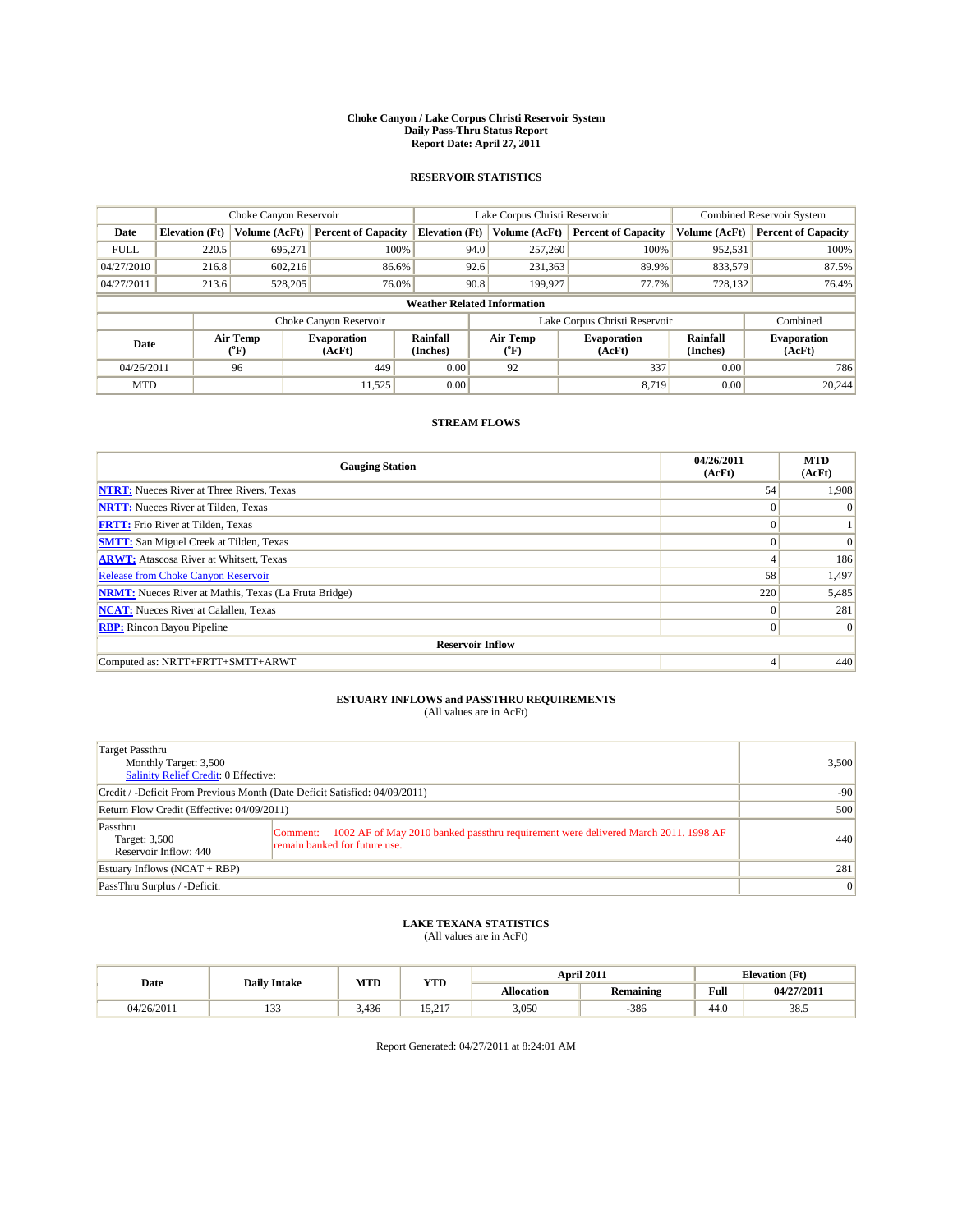# Choke Canyon / Lake Corpus Christi Reservoir System
## Daily Pass-Thru Status Report
## Report Date: April 27, 2011

### RESERVOIR STATISTICS

| | Choke Canyon Reservoir | | | Lake Corpus Christi Reservoir | | | Combined Reservoir System | |
|---|---|---|---|---|---|---|---|---|
| Date | Elevation (Ft) | Volume (AcFt) | Percent of Capacity | Elevation (Ft) | Volume (AcFt) | Percent of Capacity | Volume (AcFt) | Percent of Capacity |
| FULL | 220.5 | 695,271 | 100% | 94.0 | 257,260 | 100% | 952,531 | 100% |
| 04/27/2010 | 216.8 | 602,216 | 86.6% | 92.6 | 231,363 | 89.9% | 833,579 | 87.5% |
| 04/27/2011 | 213.6 | 528,205 | 76.0% | 90.8 | 199,927 | 77.7% | 728,132 | 76.4% |

**Weather Related Information**

| | Choke Canyon Reservoir | | | Lake Corpus Christi Reservoir | | | Combined |
|---|---|---|---|---|---|---|---|
| Date | Air Temp (°F) | Evaporation (AcFt) | Rainfall (Inches) | Air Temp (°F) | Evaporation (AcFt) | Rainfall (Inches) | Evaporation (AcFt) |
| 04/26/2011 | 96 | 449 | 0.00 | 92 | 337 | 0.00 | 786 |
| MTD | | 11,525 | 0.00 | | 8,719 | 0.00 | 20,244 |

### STREAM FLOWS

| Gauging Station | 04/26/2011 (AcFt) | MTD (AcFt) |
|---|---|---|
| NTRT: Nueces River at Three Rivers, Texas | 54 | 1,908 |
| NRTT: Nueces River at Tilden, Texas | 0 | 0 |
| FRTT: Frio River at Tilden, Texas | 0 | 1 |
| SMTT: San Miguel Creek at Tilden, Texas | 0 | 0 |
| ARWT: Atascosa River at Whitsett, Texas | 4 | 186 |
| Release from Choke Canyon Reservoir | 58 | 1,497 |
| NRMT: Nueces River at Mathis, Texas (La Fruta Bridge) | 220 | 5,485 |
| NCAT: Nueces River at Calallen, Texas | 0 | 281 |
| RBP: Rincon Bayou Pipeline | 0 | 0 |
| **Reservoir Inflow** | | |
| Computed as: NRTT+FRTT+SMTT+ARWT | 4 | 440 |

### ESTUARY INFLOWS and PASSTHRU REQUIREMENTS
(All values are in AcFt)

| | | |
|---|---|---|
| Target Passthru<br>Monthly Target: 3,500<br>Salinity Relief Credit: 0 Effective: | | 3,500 |
| Credit / -Deficit From Previous Month (Date Deficit Satisfied: 04/09/2011) | | -90 |
| Return Flow Credit (Effective: 04/09/2011) | | 500 |
| Passthru<br>Target: 3,500<br>Reservoir Inflow: 440 | Comment: 1002 AF of May 2010 banked passthru requirement were delivered March 2011. 1998 AF remain banked for future use. | 440 |
| Estuary Inflows (NCAT + RBP) | | 281 |
| PassThru Surplus / -Deficit: | | 0 |

### LAKE TEXANA STATISTICS
(All values are in AcFt)

| Date | Daily Intake | MTD | YTD | April 2011 | | Elevation (Ft) | |
|---|---|---|---|---|---|---|---|
| | | | | Allocation | Remaining | Full | 04/27/2011 |
| 04/26/2011 | 133 | 3,436 | 15,217 | 3,050 | -386 | 44.0 | 38.5 |

Report Generated: 04/27/2011 at 8:24:01 AM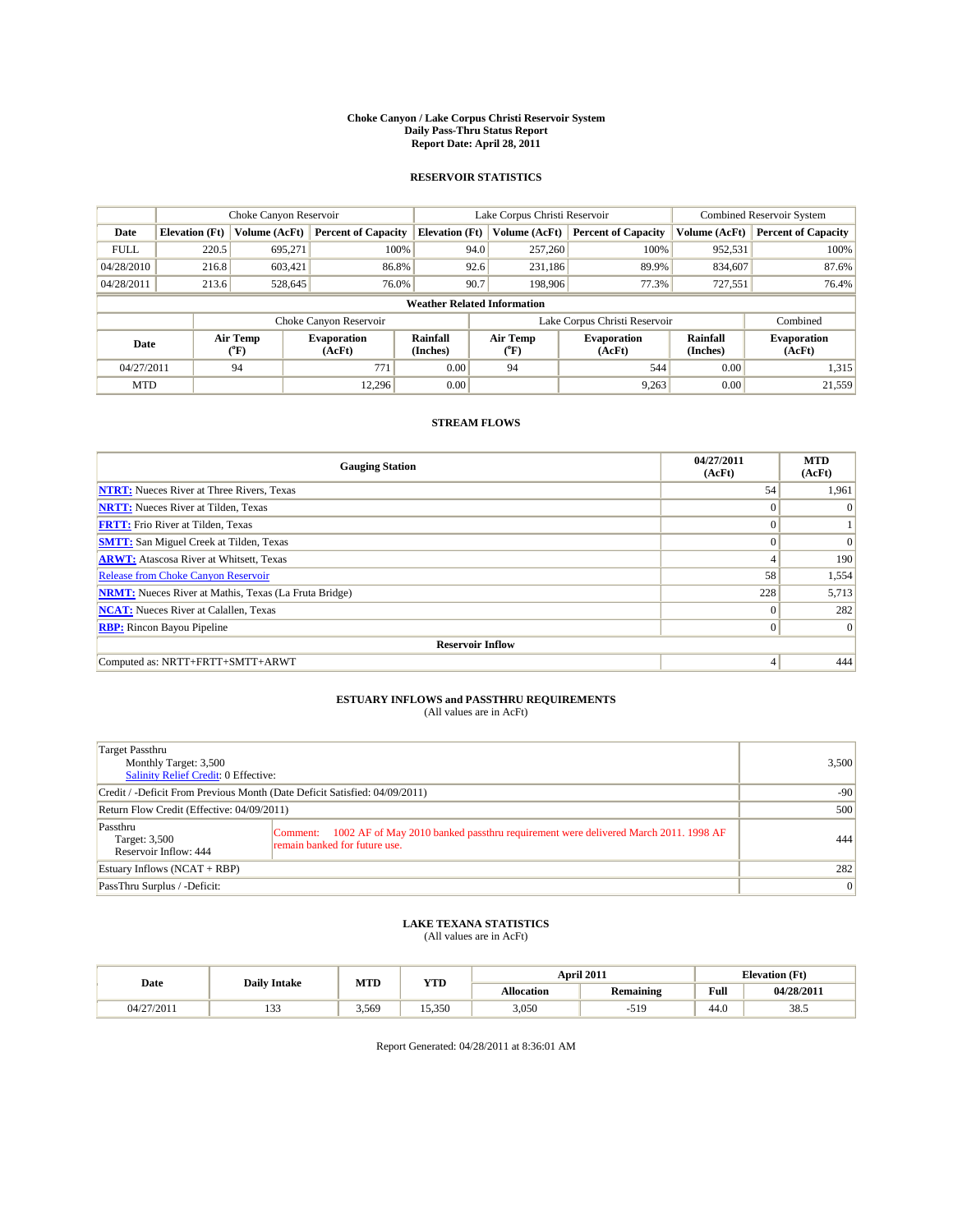**Choke Canyon / Lake Corpus Christi Reservoir System**
**Daily Pass-Thru Status Report**
**Report Date: April 28, 2011**

## RESERVOIR STATISTICS

| | Choke Canyon Reservoir | | | Lake Corpus Christi Reservoir | | | Combined Reservoir System | |
|---|---|---|---|---|---|---|---|---|
| Date | Elevation (Ft) | Volume (AcFt) | Percent of Capacity | Elevation (Ft) | Volume (AcFt) | Percent of Capacity | Volume (AcFt) | Percent of Capacity |
| FULL | 220.5 | 695,271 | 100% | 94.0 | 257,260 | 100% | 952,531 | 100% |
| 04/28/2010 | 216.8 | 603,421 | 86.8% | 92.6 | 231,186 | 89.9% | 834,607 | 87.6% |
| 04/28/2011 | 213.6 | 528,645 | 76.0% | 90.7 | 198,906 | 77.3% | 727,551 | 76.4% |

**Weather Related Information**

| | Choke Canyon Reservoir | | | Lake Corpus Christi Reservoir | | | Combined |
|---|---|---|---|---|---|---|---|
| Date | Air Temp (°F) | Evaporation (AcFt) | Rainfall (Inches) | Air Temp (°F) | Evaporation (AcFt) | Rainfall (Inches) | Evaporation (AcFt) |
| 04/27/2011 | 94 | 771 | 0.00 | 94 | 544 | 0.00 | 1,315 |
| MTD | | 12,296 | 0.00 | | 9,263 | 0.00 | 21,559 |

## STREAM FLOWS

| Gauging Station | 04/27/2011 (AcFt) | MTD (AcFt) |
|---|---|---|
| **NTRT:** Nueces River at Three Rivers, Texas | 54 | 1,961 |
| **NRTT:** Nueces River at Tilden, Texas | 0 | 0 |
| **FRTT:** Frio River at Tilden, Texas | 0 | 1 |
| **SMTT:** San Miguel Creek at Tilden, Texas | 0 | 0 |
| **ARWT:** Atascosa River at Whitsett, Texas | 4 | 190 |
| Release from Choke Canyon Reservoir | 58 | 1,554 |
| **NRMT:** Nueces River at Mathis, Texas (La Fruta Bridge) | 228 | 5,713 |
| **NCAT:** Nueces River at Calallen, Texas | 0 | 282 |
| **RBP:** Rincon Bayou Pipeline | 0 | 0 |
| **Reservoir Inflow** | | |
| Computed as: NRTT+FRTT+SMTT+ARWT | 4 | 444 |

## ESTUARY INFLOWS and PASSTHRU REQUIREMENTS
(All values are in AcFt)

| | | |
|---|---|---|
| Target Passthru<br>Monthly Target: 3,500<br>Salinity Relief Credit: 0 Effective: | | 3,500 |
| Credit / -Deficit From Previous Month (Date Deficit Satisfied: 04/09/2011) | | -90 |
| Return Flow Credit (Effective: 04/09/2011) | | 500 |
| Passthru<br>Target: 3,500<br>Reservoir Inflow: 444 | Comment: 1002 AF of May 2010 banked passthru requirement were delivered March 2011. 1998 AF remain banked for future use. | 444 |
| Estuary Inflows (NCAT + RBP) | | 282 |
| PassThru Surplus / -Deficit: | | 0 |

## LAKE TEXANA STATISTICS
(All values are in AcFt)

| Date | Daily Intake | MTD | YTD | April 2011 | | Elevation (Ft) | |
|---|---|---|---|---|---|---|---|
| | | | | Allocation | Remaining | Full | 04/28/2011 |
| 04/27/2011 | 133 | 3,569 | 15,350 | 3,050 | -519 | 44.0 | 38.5 |

Report Generated: 04/28/2011 at 8:36:01 AM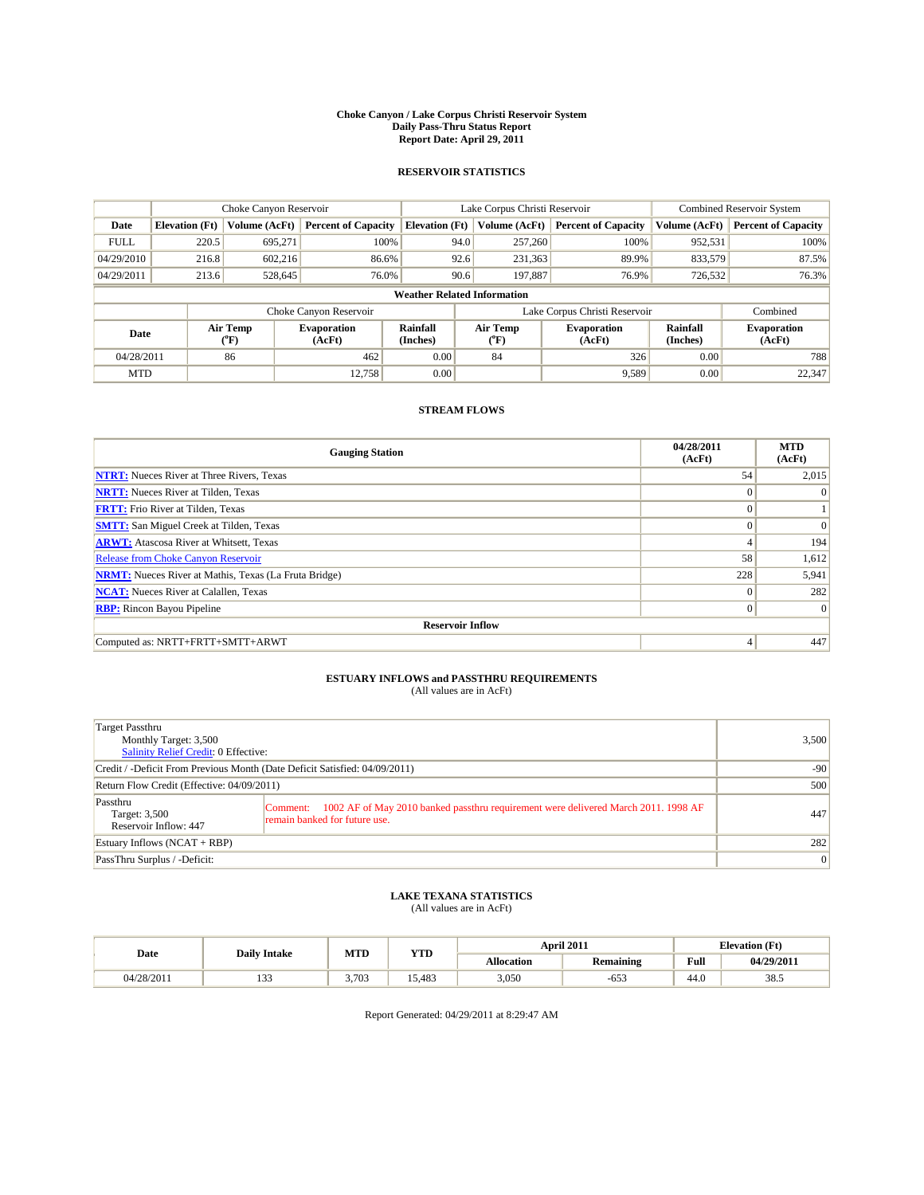# Choke Canyon / Lake Corpus Christi Reservoir System
## Daily Pass-Thru Status Report
## Report Date: April 29, 2011

### RESERVOIR STATISTICS

| | Choke Canyon Reservoir | | | Lake Corpus Christi Reservoir | | | Combined Reservoir System | |
|---|---|---|---|---|---|---|---|---|
| Date | Elevation (Ft) | Volume (AcFt) | Percent of Capacity | Elevation (Ft) | Volume (AcFt) | Percent of Capacity | Volume (AcFt) | Percent of Capacity |
| FULL | 220.5 | 695,271 | 100% | 94.0 | 257,260 | 100% | 952,531 | 100% |
| 04/29/2010 | 216.8 | 602,216 | 86.6% | 92.6 | 231,363 | 89.9% | 833,579 | 87.5% |
| 04/29/2011 | 213.6 | 528,645 | 76.0% | 90.6 | 197,887 | 76.9% | 726,532 | 76.3% |

**Weather Related Information**

| | Choke Canyon Reservoir | | | Lake Corpus Christi Reservoir | | | Combined |
|---|---|---|---|---|---|---|---|
| Date | Air Temp (°F) | Evaporation (AcFt) | Rainfall (Inches) | Air Temp (°F) | Evaporation (AcFt) | Rainfall (Inches) | Evaporation (AcFt) |
| 04/28/2011 | 86 | 462 | 0.00 | 84 | 326 | 0.00 | 788 |
| MTD | | 12,758 | 0.00 | | 9,589 | 0.00 | 22,347 |

### STREAM FLOWS

| Gauging Station | 04/28/2011 (AcFt) | MTD (AcFt) |
|---|---|---|
| NTRT: Nueces River at Three Rivers, Texas | 54 | 2,015 |
| NRTT: Nueces River at Tilden, Texas | 0 | 0 |
| FRTT: Frio River at Tilden, Texas | 0 | 1 |
| SMTT: San Miguel Creek at Tilden, Texas | 0 | 0 |
| ARWT: Atascosa River at Whitsett, Texas | 4 | 194 |
| Release from Choke Canyon Reservoir | 58 | 1,612 |
| NRMT: Nueces River at Mathis, Texas (La Fruta Bridge) | 228 | 5,941 |
| NCAT: Nueces River at Calallen, Texas | 0 | 282 |
| RBP: Rincon Bayou Pipeline | 0 | 0 |
| **Reservoir Inflow** | | |
| Computed as: NRTT+FRTT+SMTT+ARWT | 4 | 447 |

### ESTUARY INFLOWS and PASSTHRU REQUIREMENTS
(All values are in AcFt)

| | | |
|---|---|---|
| Target Passthru<br>Monthly Target: 3,500<br>Salinity Relief Credit: 0 Effective: | | 3,500 |
| Credit / -Deficit From Previous Month (Date Deficit Satisfied: 04/09/2011) | | -90 |
| Return Flow Credit (Effective: 04/09/2011) | | 500 |
| Passthru<br>Target: 3,500<br>Reservoir Inflow: 447 | Comment: 1002 AF of May 2010 banked passthru requirement were delivered March 2011. 1998 AF remain banked for future use. | 447 |
| Estuary Inflows (NCAT + RBP) | | 282 |
| PassThru Surplus / -Deficit: | | 0 |

### LAKE TEXANA STATISTICS
(All values are in AcFt)

| Date | Daily Intake | MTD | YTD | April 2011 | | Elevation (Ft) | |
|---|---|---|---|---|---|---|---|
| | | | | Allocation | Remaining | Full | 04/29/2011 |
| 04/28/2011 | 133 | 3,703 | 15,483 | 3,050 | -653 | 44.0 | 38.5 |

Report Generated: 04/29/2011 at 8:29:47 AM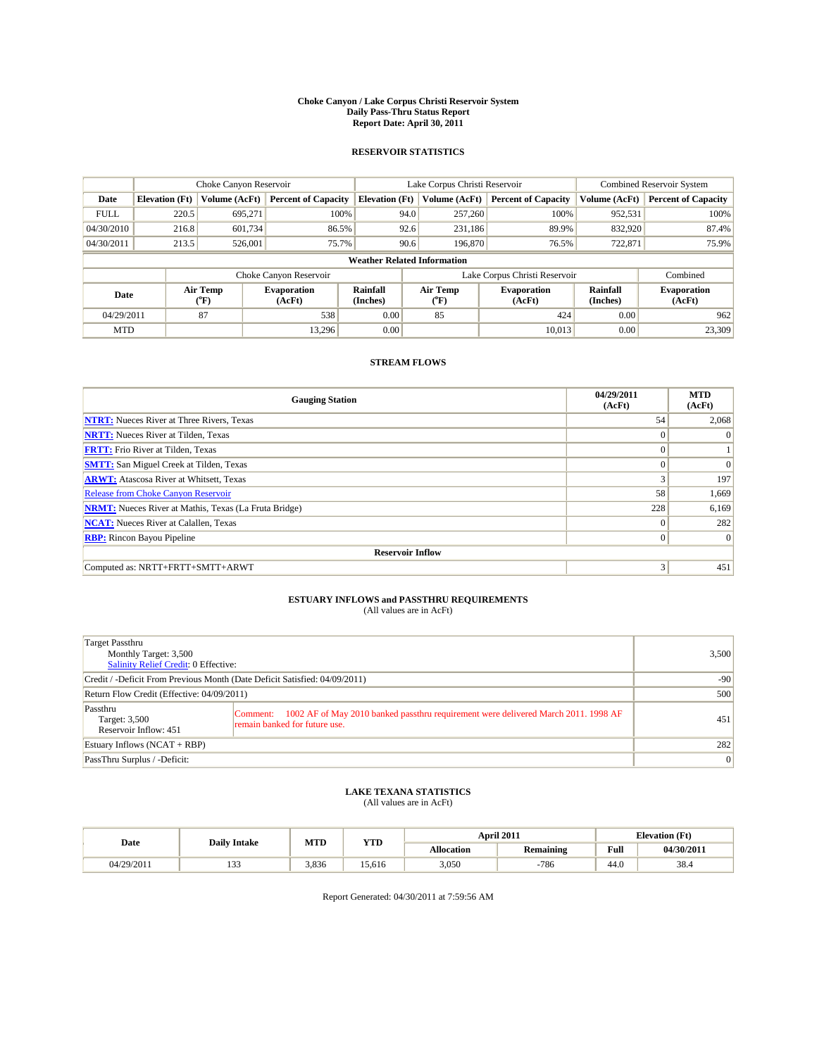# Choke Canyon / Lake Corpus Christi Reservoir System
## Daily Pass-Thru Status Report
## Report Date: April 30, 2011

### RESERVOIR STATISTICS

| | Choke Canyon Reservoir | | | Lake Corpus Christi Reservoir | | | Combined Reservoir System | |
|---|---|---|---|---|---|---|---|---|
| Date | Elevation (Ft) | Volume (AcFt) | Percent of Capacity | Elevation (Ft) | Volume (AcFt) | Percent of Capacity | Volume (AcFt) | Percent of Capacity |
| FULL | 220.5 | 695,271 | 100% | 94.0 | 257,260 | 100% | 952,531 | 100% |
| 04/30/2010 | 216.8 | 601,734 | 86.5% | 92.6 | 231,186 | 89.9% | 832,920 | 87.4% |
| 04/30/2011 | 213.5 | 526,001 | 75.7% | 90.6 | 196,870 | 76.5% | 722,871 | 75.9% |

**Weather Related Information**

| | Choke Canyon Reservoir | | | Lake Corpus Christi Reservoir | | | Combined |
|---|---|---|---|---|---|---|---|
| Date | Air Temp (°F) | Evaporation (AcFt) | Rainfall (Inches) | Air Temp (°F) | Evaporation (AcFt) | Rainfall (Inches) | Evaporation (AcFt) |
| 04/29/2011 | 87 | 538 | 0.00 | 85 | 424 | 0.00 | 962 |
| MTD | | 13,296 | 0.00 | | 10,013 | 0.00 | 23,309 |

### STREAM FLOWS

| Gauging Station | 04/29/2011 (AcFt) | MTD (AcFt) |
|---|---|---|
| NTRT: Nueces River at Three Rivers, Texas | 54 | 2,068 |
| NRTT: Nueces River at Tilden, Texas | 0 | 0 |
| FRTT: Frio River at Tilden, Texas | 0 | 1 |
| SMTT: San Miguel Creek at Tilden, Texas | 0 | 0 |
| ARWT: Atascosa River at Whitsett, Texas | 3 | 197 |
| Release from Choke Canyon Reservoir | 58 | 1,669 |
| NRMT: Nueces River at Mathis, Texas (La Fruta Bridge) | 228 | 6,169 |
| NCAT: Nueces River at Calallen, Texas | 0 | 282 |
| RBP: Rincon Bayou Pipeline | 0 | 0 |
| **Reservoir Inflow** | | |
| Computed as: NRTT+FRTT+SMTT+ARWT | 3 | 451 |

### ESTUARY INFLOWS and PASSTHRU REQUIREMENTS
(All values are in AcFt)

| | | |
|---|---|---|
| Target Passthru<br>Monthly Target: 3,500<br>Salinity Relief Credit: 0 Effective: | | 3,500 |
| Credit / -Deficit From Previous Month (Date Deficit Satisfied: 04/09/2011) | | -90 |
| Return Flow Credit (Effective: 04/09/2011) | | 500 |
| Passthru<br>Target: 3,500<br>Reservoir Inflow: 451 | Comment: 1002 AF of May 2010 banked passthru requirement were delivered March 2011. 1998 AF remain banked for future use. | 451 |
| Estuary Inflows (NCAT + RBP) | | 282 |
| PassThru Surplus / -Deficit: | | 0 |

### LAKE TEXANA STATISTICS
(All values are in AcFt)

| Date | Daily Intake | MTD | YTD | April 2011 | | Elevation (Ft) | |
|---|---|---|---|---|---|---|---|
| | | | | Allocation | Remaining | Full | 04/30/2011 |
| 04/29/2011 | 133 | 3,836 | 15,616 | 3,050 | -786 | 44.0 | 38.4 |

Report Generated: 04/30/2011 at 7:59:56 AM